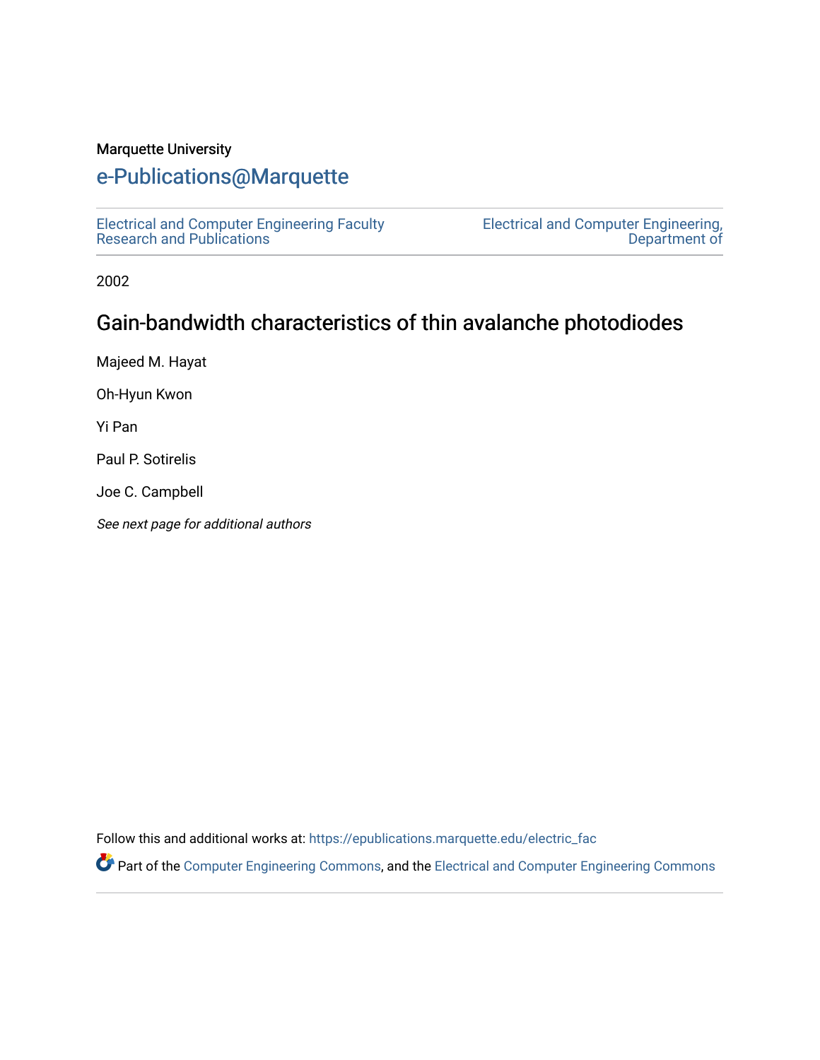Marquette University

# e-Publications@Marquette

Electrical and Computer Engineering Faculty Research and Publications

Electrical and Computer Engineering, Department of

2002

## Gain-bandwidth characteristics of thin avalanche photodiodes

Majeed M. Hayat

Oh-Hyun Kwon

Yi Pan

Paul P. Sotirelis

Joe C. Campbell

*See next page for additional authors*

Follow this and additional works at: https://epublications.marquette.edu/electric_fac

Part of the Computer Engineering Commons, and the Electrical and Computer Engineering Commons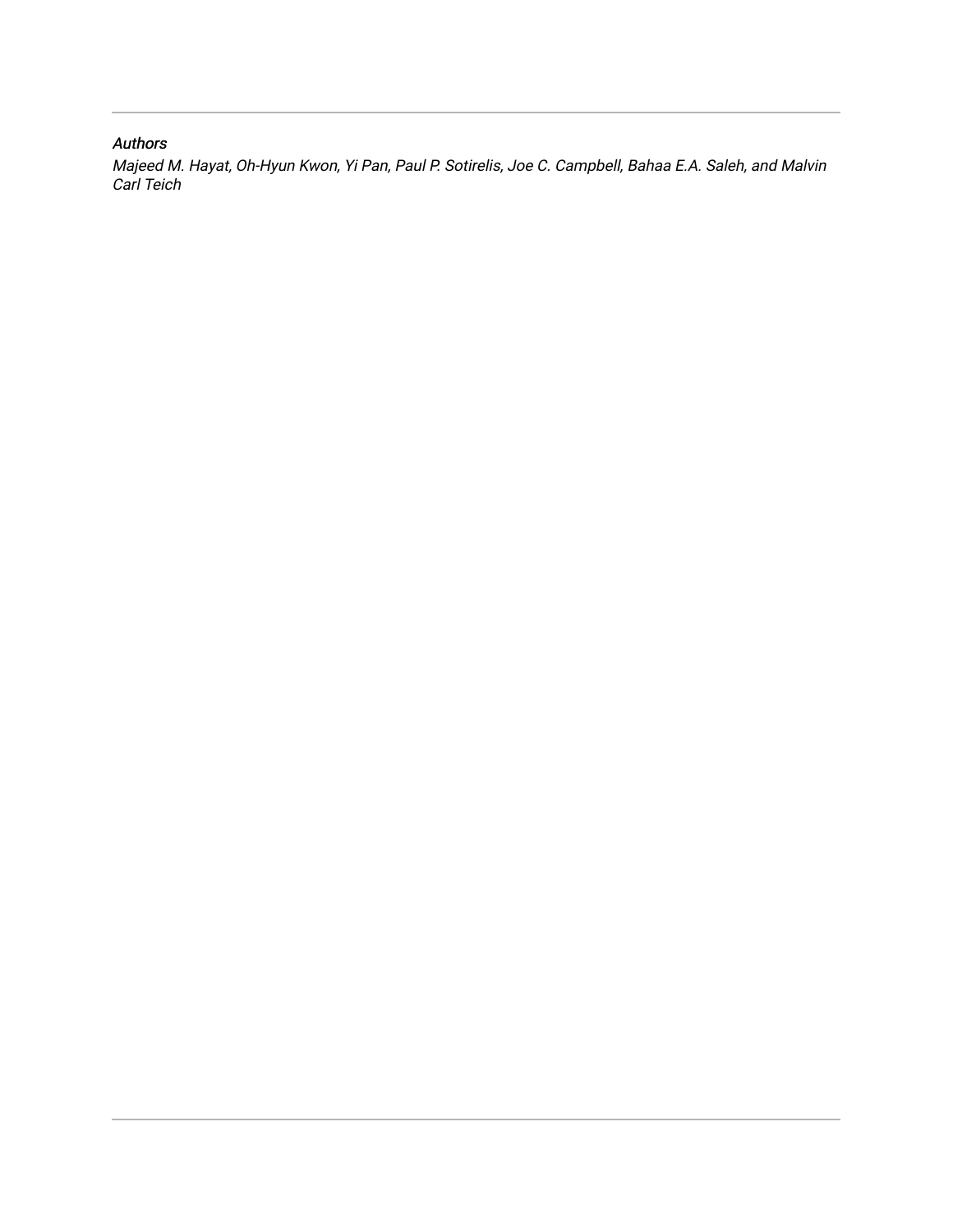*Authors*

*Majeed M. Hayat, Oh-Hyun Kwon, Yi Pan, Paul P. Sotirelis, Joe C. Campbell, Bahaa E.A. Saleh, and Malvin Carl Teich*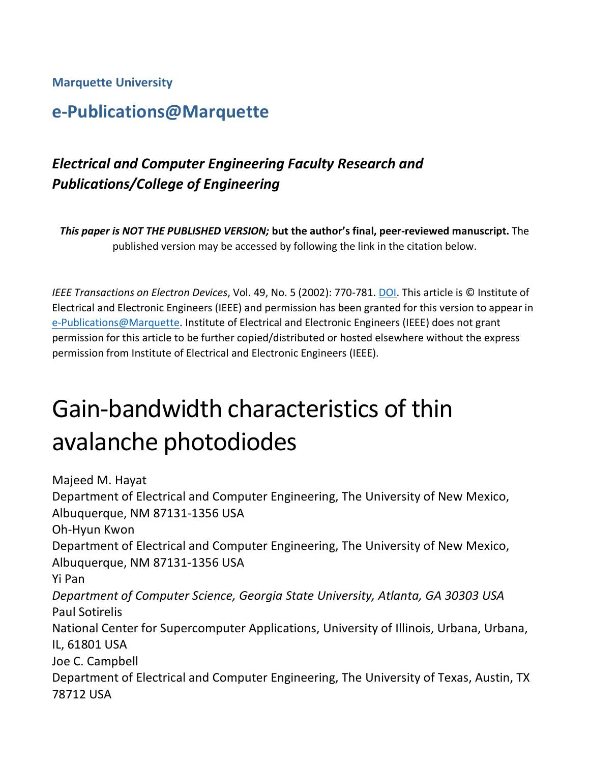**Marquette University**

## e-Publications@Marquette

### *Electrical and Computer Engineering Faculty Research and Publications/College of Engineering*

***This paper is NOT THE PUBLISHED VERSION;* but the author's final, peer-reviewed manuscript.** The published version may be accessed by following the link in the citation below.

*IEEE Transactions on Electron Devices*, Vol. 49, No. 5 (2002): 770-781. DOI. This article is © Institute of Electrical and Electronic Engineers (IEEE) and permission has been granted for this version to appear in e-Publications@Marquette. Institute of Electrical and Electronic Engineers (IEEE) does not grant permission for this article to be further copied/distributed or hosted elsewhere without the express permission from Institute of Electrical and Electronic Engineers (IEEE).

# Gain-bandwidth characteristics of thin avalanche photodiodes

Majeed M. Hayat
Department of Electrical and Computer Engineering, The University of New Mexico, Albuquerque, NM 87131-1356 USA

Oh-Hyun Kwon
Department of Electrical and Computer Engineering, The University of New Mexico, Albuquerque, NM 87131-1356 USA

Yi Pan
*Department of Computer Science, Georgia State University, Atlanta, GA 30303 USA*

Paul Sotirelis
National Center for Supercomputer Applications, University of Illinois, Urbana, Urbana, IL, 61801 USA

Joe C. Campbell
Department of Electrical and Computer Engineering, The University of Texas, Austin, TX 78712 USA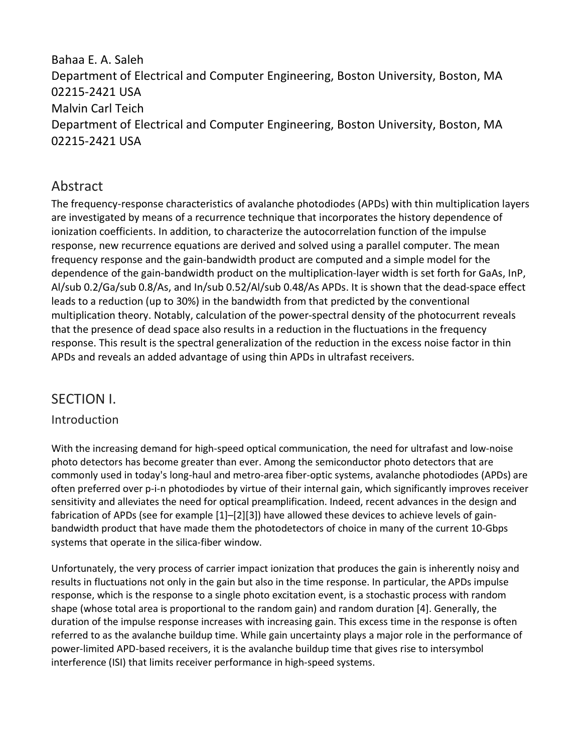Bahaa E. A. Saleh
Department of Electrical and Computer Engineering, Boston University, Boston, MA 02215-2421 USA
Malvin Carl Teich
Department of Electrical and Computer Engineering, Boston University, Boston, MA 02215-2421 USA

## Abstract

The frequency-response characteristics of avalanche photodiodes (APDs) with thin multiplication layers are investigated by means of a recurrence technique that incorporates the history dependence of ionization coefficients. In addition, to characterize the autocorrelation function of the impulse response, new recurrence equations are derived and solved using a parallel computer. The mean frequency response and the gain-bandwidth product are computed and a simple model for the dependence of the gain-bandwidth product on the multiplication-layer width is set forth for GaAs, InP, Al/sub 0.2/Ga/sub 0.8/As, and In/sub 0.52/Al/sub 0.48/As APDs. It is shown that the dead-space effect leads to a reduction (up to 30%) in the bandwidth from that predicted by the conventional multiplication theory. Notably, calculation of the power-spectral density of the photocurrent reveals that the presence of dead space also results in a reduction in the fluctuations in the frequency response. This result is the spectral generalization of the reduction in the excess noise factor in thin APDs and reveals an added advantage of using thin APDs in ultrafast receivers.

## SECTION I.

### Introduction

With the increasing demand for high-speed optical communication, the need for ultrafast and low-noise photo detectors has become greater than ever. Among the semiconductor photo detectors that are commonly used in today's long-haul and metro-area fiber-optic systems, avalanche photodiodes (APDs) are often preferred over p-i-n photodiodes by virtue of their internal gain, which significantly improves receiver sensitivity and alleviates the need for optical preamplification. Indeed, recent advances in the design and fabrication of APDs (see for example [1]–[2][3]) have allowed these devices to achieve levels of gain-bandwidth product that have made them the photodetectors of choice in many of the current 10-Gbps systems that operate in the silica-fiber window.

Unfortunately, the very process of carrier impact ionization that produces the gain is inherently noisy and results in fluctuations not only in the gain but also in the time response. In particular, the APDs impulse response, which is the response to a single photo excitation event, is a stochastic process with random shape (whose total area is proportional to the random gain) and random duration [4]. Generally, the duration of the impulse response increases with increasing gain. This excess time in the response is often referred to as the avalanche buildup time. While gain uncertainty plays a major role in the performance of power-limited APD-based receivers, it is the avalanche buildup time that gives rise to intersymbol interference (ISI) that limits receiver performance in high-speed systems.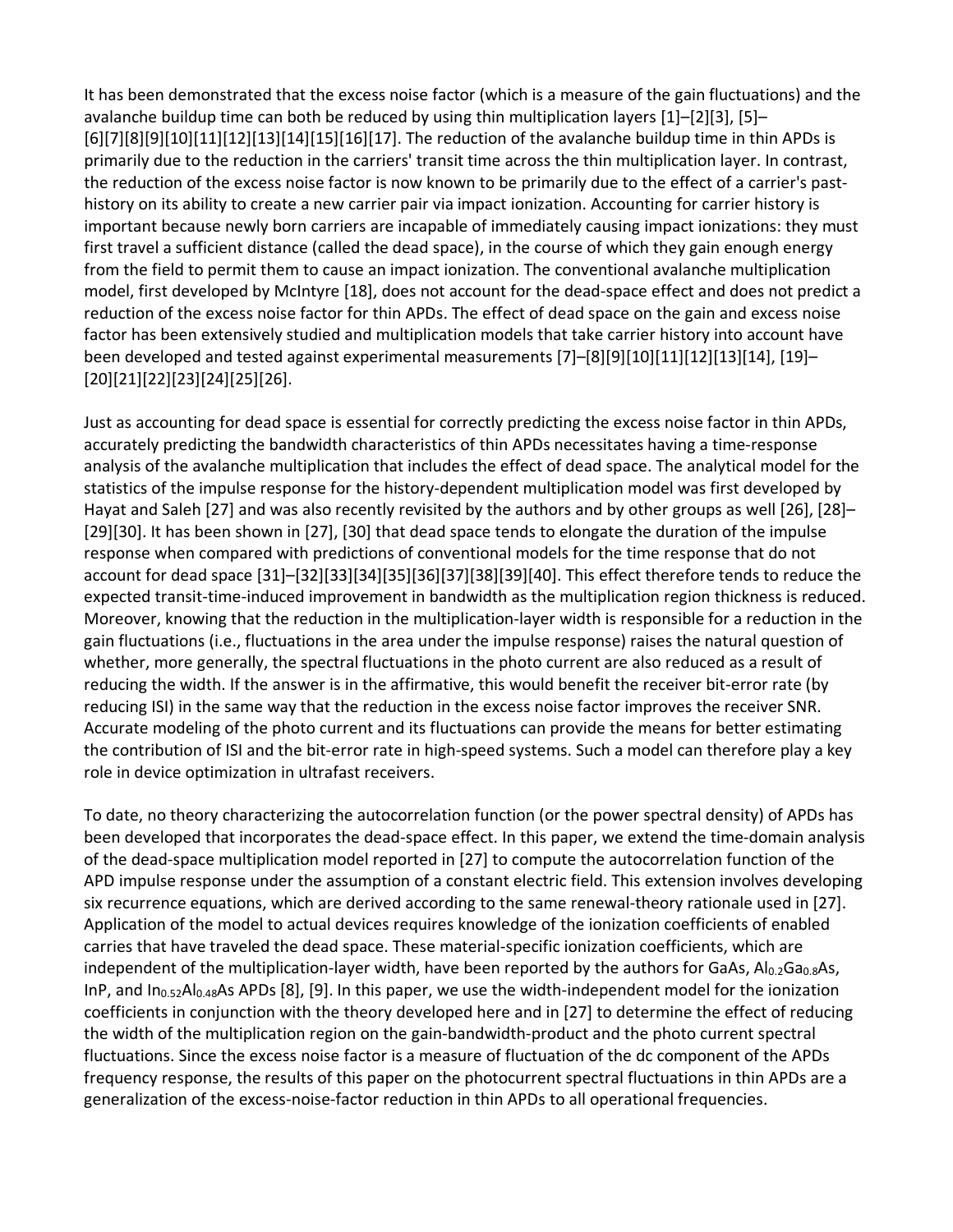It has been demonstrated that the excess noise factor (which is a measure of the gain fluctuations) and the avalanche buildup time can both be reduced by using thin multiplication layers [1]–[2][3], [5]–[6][7][8][9][10][11][12][13][14][15][16][17]. The reduction of the avalanche buildup time in thin APDs is primarily due to the reduction in the carriers' transit time across the thin multiplication layer. In contrast, the reduction of the excess noise factor is now known to be primarily due to the effect of a carrier's past-history on its ability to create a new carrier pair via impact ionization. Accounting for carrier history is important because newly born carriers are incapable of immediately causing impact ionizations: they must first travel a sufficient distance (called the dead space), in the course of which they gain enough energy from the field to permit them to cause an impact ionization. The conventional avalanche multiplication model, first developed by McIntyre [18], does not account for the dead-space effect and does not predict a reduction of the excess noise factor for thin APDs. The effect of dead space on the gain and excess noise factor has been extensively studied and multiplication models that take carrier history into account have been developed and tested against experimental measurements [7]–[8][9][10][11][12][13][14], [19]–[20][21][22][23][24][25][26].

Just as accounting for dead space is essential for correctly predicting the excess noise factor in thin APDs, accurately predicting the bandwidth characteristics of thin APDs necessitates having a time-response analysis of the avalanche multiplication that includes the effect of dead space. The analytical model for the statistics of the impulse response for the history-dependent multiplication model was first developed by Hayat and Saleh [27] and was also recently revisited by the authors and by other groups as well [26], [28]–[29][30]. It has been shown in [27], [30] that dead space tends to elongate the duration of the impulse response when compared with predictions of conventional models for the time response that do not account for dead space [31]–[32][33][34][35][36][37][38][39][40]. This effect therefore tends to reduce the expected transit-time-induced improvement in bandwidth as the multiplication region thickness is reduced. Moreover, knowing that the reduction in the multiplication-layer width is responsible for a reduction in the gain fluctuations (i.e., fluctuations in the area under the impulse response) raises the natural question of whether, more generally, the spectral fluctuations in the photo current are also reduced as a result of reducing the width. If the answer is in the affirmative, this would benefit the receiver bit-error rate (by reducing ISI) in the same way that the reduction in the excess noise factor improves the receiver SNR. Accurate modeling of the photo current and its fluctuations can provide the means for better estimating the contribution of ISI and the bit-error rate in high-speed systems. Such a model can therefore play a key role in device optimization in ultrafast receivers.

To date, no theory characterizing the autocorrelation function (or the power spectral density) of APDs has been developed that incorporates the dead-space effect. In this paper, we extend the time-domain analysis of the dead-space multiplication model reported in [27] to compute the autocorrelation function of the APD impulse response under the assumption of a constant electric field. This extension involves developing six recurrence equations, which are derived according to the same renewal-theory rationale used in [27]. Application of the model to actual devices requires knowledge of the ionization coefficients of enabled carries that have traveled the dead space. These material-specific ionization coefficients, which are independent of the multiplication-layer width, have been reported by the authors for GaAs, $Al_{0.2}Ga_{0.8}As$, InP, and $In_{0.52}Al_{0.48}As$ APDs [8], [9]. In this paper, we use the width-independent model for the ionization coefficients in conjunction with the theory developed here and in [27] to determine the effect of reducing the width of the multiplication region on the gain-bandwidth-product and the photo current spectral fluctuations. Since the excess noise factor is a measure of fluctuation of the dc component of the APDs frequency response, the results of this paper on the photocurrent spectral fluctuations in thin APDs are a generalization of the excess-noise-factor reduction in thin APDs to all operational frequencies.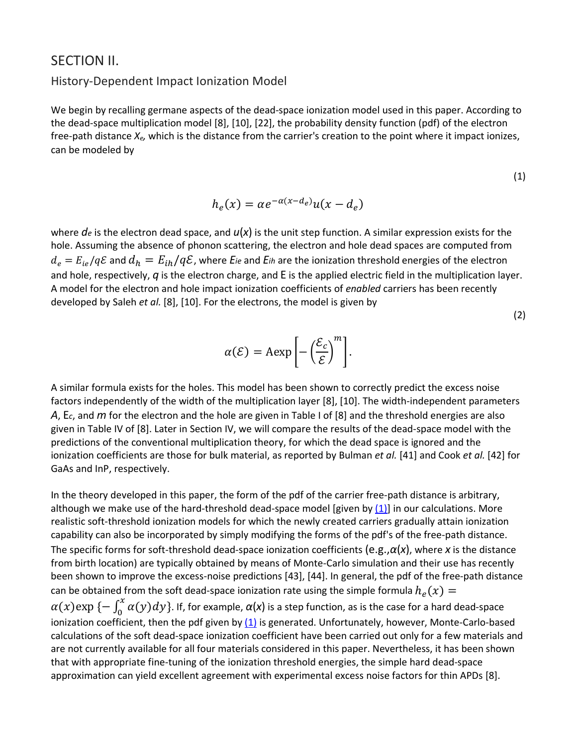## SECTION II.

### History-Dependent Impact Ionization Model

We begin by recalling germane aspects of the dead-space ionization model used in this paper. According to the dead-space multiplication model [8], [10], [22], the probability density function (pdf) of the electron free-path distance $X_e$, which is the distance from the carrier's creation to the point where it impact ionizes, can be modeled by

$$h_e(x) = \alpha e^{-\alpha(x-d_e)} u(x-d_e) \tag{1}$$

where $d_e$ is the electron dead space, and $u(x)$ is the unit step function. A similar expression exists for the hole. Assuming the absence of phonon scattering, the electron and hole dead spaces are computed from $d_e = E_{ie}/q\mathcal{E}$ and $d_h = E_{ih}/q\mathcal{E}$, where $E_{ie}$ and $E_{ih}$ are the ionization threshold energies of the electron and hole, respectively, $q$ is the electron charge, and $\mathcal{E}$ is the applied electric field in the multiplication layer. A model for the electron and hole impact ionization coefficients of *enabled* carriers has been recently developed by Saleh *et al.* [8], [10]. For the electrons, the model is given by

$$\alpha(\mathcal{E}) = \mathrm{A}\exp\left[-\left(\frac{\mathcal{E}_c}{\mathcal{E}}\right)^m\right]. \tag{2}$$

A similar formula exists for the holes. This model has been shown to correctly predict the excess noise factors independently of the width of the multiplication layer [8], [10]. The width-independent parameters $A$, $\mathcal{E}_c$, and $m$ for the electron and the hole are given in Table I of [8] and the threshold energies are also given in Table IV of [8]. Later in Section IV, we will compare the results of the dead-space model with the predictions of the conventional multiplication theory, for which the dead space is ignored and the ionization coefficients are those for bulk material, as reported by Bulman *et al.* [41] and Cook *et al.* [42] for GaAs and InP, respectively.

In the theory developed in this paper, the form of the pdf of the carrier free-path distance is arbitrary, although we make use of the hard-threshold dead-space model [given by (1)] in our calculations. More realistic soft-threshold ionization models for which the newly created carriers gradually attain ionization capability can also be incorporated by simply modifying the forms of the pdf's of the free-path distance. The specific forms for soft-threshold dead-space ionization coefficients (e.g., $\alpha(x)$, where $x$ is the distance from birth location) are typically obtained by means of Monte-Carlo simulation and their use has recently been shown to improve the excess-noise predictions [43], [44]. In general, the pdf of the free-path distance can be obtained from the soft dead-space ionization rate using the simple formula $h_e(x) = \alpha(x)\exp\{-\int_0^x \alpha(y)dy\}$. If, for example, $\alpha(x)$ is a step function, as is the case for a hard dead-space ionization coefficient, then the pdf given by (1) is generated. Unfortunately, however, Monte-Carlo-based calculations of the soft dead-space ionization coefficient have been carried out only for a few materials and are not currently available for all four materials considered in this paper. Nevertheless, it has been shown that with appropriate fine-tuning of the ionization threshold energies, the simple hard dead-space approximation can yield excellent agreement with experimental excess noise factors for thin APDs [8].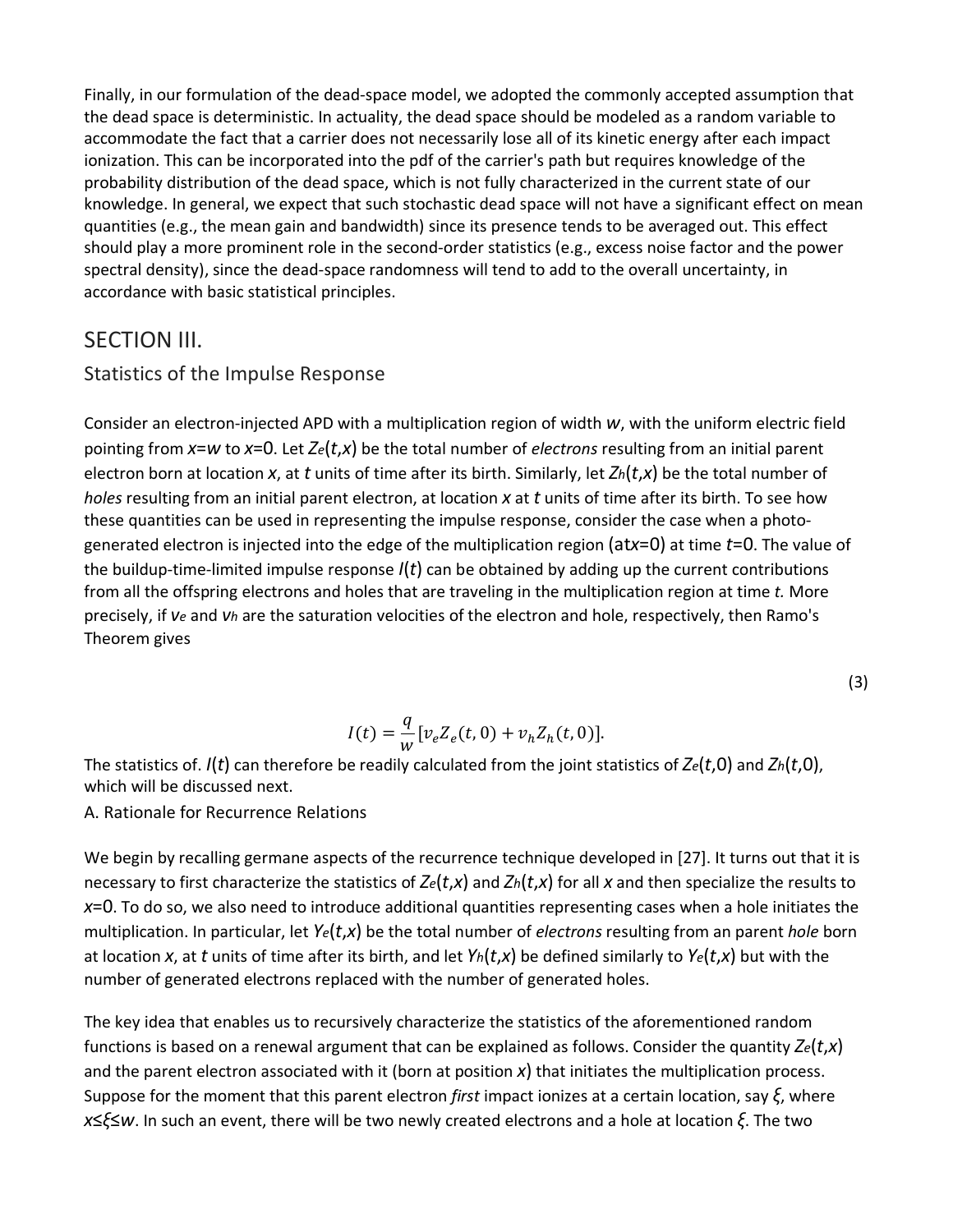Finally, in our formulation of the dead-space model, we adopted the commonly accepted assumption that the dead space is deterministic. In actuality, the dead space should be modeled as a random variable to accommodate the fact that a carrier does not necessarily lose all of its kinetic energy after each impact ionization. This can be incorporated into the pdf of the carrier's path but requires knowledge of the probability distribution of the dead space, which is not fully characterized in the current state of our knowledge. In general, we expect that such stochastic dead space will not have a significant effect on mean quantities (e.g., the mean gain and bandwidth) since its presence tends to be averaged out. This effect should play a more prominent role in the second-order statistics (e.g., excess noise factor and the power spectral density), since the dead-space randomness will tend to add to the overall uncertainty, in accordance with basic statistical principles.

## SECTION III.

### Statistics of the Impulse Response

Consider an electron-injected APD with a multiplication region of width $w$, with the uniform electric field pointing from $x=w$ to $x=0$. Let $Z_e(t,x)$ be the total number of *electrons* resulting from an initial parent electron born at location $x$, at $t$ units of time after its birth. Similarly, let $Z_h(t,x)$ be the total number of *holes* resulting from an initial parent electron, at location $x$ at $t$ units of time after its birth. To see how these quantities can be used in representing the impulse response, consider the case when a photo-generated electron is injected into the edge of the multiplication region (at $x=0$) at time $t=0$. The value of the buildup-time-limited impulse response $I(t)$ can be obtained by adding up the current contributions from all the offspring electrons and holes that are traveling in the multiplication region at time $t$. More precisely, if $v_e$ and $v_h$ are the saturation velocities of the electron and hole, respectively, then Ramo's Theorem gives

$$I(t)=\frac{q}{w}[v_eZ_e(t,0)+v_hZ_h(t,0)]. \tag{3}$$

The statistics of. $I(t)$ can therefore be readily calculated from the joint statistics of $Z_e(t,0)$ and $Z_h(t,0)$, which will be discussed next.

#### A. Rationale for Recurrence Relations

We begin by recalling germane aspects of the recurrence technique developed in [27]. It turns out that it is necessary to first characterize the statistics of $Z_e(t,x)$ and $Z_h(t,x)$ for all $x$ and then specialize the results to $x=0$. To do so, we also need to introduce additional quantities representing cases when a hole initiates the multiplication. In particular, let $Y_e(t,x)$ be the total number of *electrons* resulting from an parent *hole* born at location $x$, at $t$ units of time after its birth, and let $Y_h(t,x)$ be defined similarly to $Y_e(t,x)$ but with the number of generated electrons replaced with the number of generated holes.

The key idea that enables us to recursively characterize the statistics of the aforementioned random functions is based on a renewal argument that can be explained as follows. Consider the quantity $Z_e(t,x)$ and the parent electron associated with it (born at position $x$) that initiates the multiplication process. Suppose for the moment that this parent electron *first* impact ionizes at a certain location, say $\xi$, where $x\le\xi\le w$. In such an event, there will be two newly created electrons and a hole at location $\xi$. The two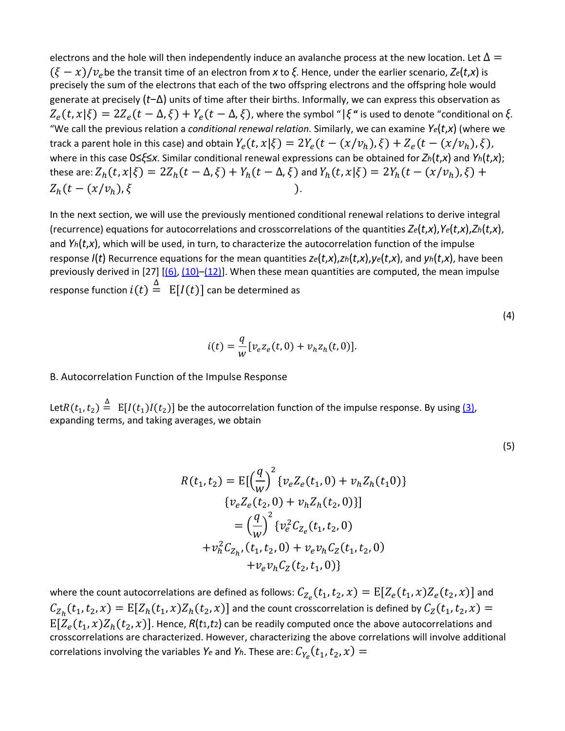electrons and the hole will then independently induce an avalanche process at the new location. Let $\Delta = (\xi - x)/v_e$ be the transit time of an electron from *x* to *ξ*. Hence, under the earlier scenario, $Z_e(t,x)$ is precisely the sum of the electrons that each of the two offspring electrons and the offspring hole would generate at precisely $(t-\Delta)$ units of time after their births. Informally, we can express this observation as $Z_e(t,x|\xi) = 2Z_e(t-\Delta,\xi) + Y_e(t-\Delta,\xi)$, where the symbol "$|\xi$" is used to denote "conditional on *ξ*. "We call the previous relation a *conditional renewal relation.* Similarly, we can examine $Y_e(t,x)$ (where we track a parent hole in this case) and obtain $Y_e(t,x|\xi) = 2Y_e(t-(x/v_h),\xi) + Z_e(t-(x/v_h),\xi)$, where in this case $0 \leq \xi \leq x$. Similar conditional renewal expressions can be obtained for $Z_h(t,x)$ and $Y_h(t,x)$; these are: $Z_h(t,x|\xi) = 2Z_h(t-\Delta,\xi) + Y_h(t-\Delta,\xi)$ and $Y_h(t,x|\xi) = 2Y_h(t-(x/v_h),\xi) + Z_h(t-(x/v_h),\xi$ ).

In the next section, we will use the previously mentioned conditional renewal relations to derive integral (recurrence) equations for autocorrelations and crosscorrelations of the quantities $Z_e(t,x)$, $Y_e(t,x)$, $Z_h(t,x)$, and $Y_h(t,x)$, which will be used, in turn, to characterize the autocorrelation function of the impulse response *I*(*t*) Recurrence equations for the mean quantities $z_e(t,x)$, $z_h(t,x)$, $y_e(t,x)$, and $y_h(t,x)$, have been previously derived in [27] [(6), (10)–(12)]. When these mean quantities are computed, the mean impulse response function $i(t) \stackrel{\Delta}{=} \mathrm{E}[I(t)]$ can be determined as

$$i(t) = \frac{q}{w}[v_e z_e(t,0) + v_h z_h(t,0)]. \tag{4}$$

B. Autocorrelation Function of the Impulse Response

Let $R(t_1,t_2) \stackrel{\Delta}{=} \mathrm{E}[I(t_1)I(t_2)]$ be the autocorrelation function of the impulse response. By using (3), expanding terms, and taking averages, we obtain

$$\begin{aligned} R(t_1,t_2) = \mathrm{E}[\left(\frac{q}{w}\right)^2 &\{v_e Z_e(t_1,0) + v_h Z_h(t_1 0)\} \\ &\{v_e Z_e(t_2,0) + v_h Z_h(t_2,0)\}] \\ &= \left(\frac{q}{w}\right)^2 \{v_e^2 C_{Z_e}(t_1,t_2,0) \\ &+ v_h^2 C_{Z_h},(t_1,t_2,0) + v_e v_h C_Z(t_1,t_2,0) \\ &+ v_e v_h C_Z(t_2,t_1,0)\} \end{aligned} \tag{5}$$

where the count autocorrelations are defined as follows: $C_{Z_e}(t_1,t_2,x) = \mathrm{E}[Z_e(t_1,x)Z_e(t_2,x)]$ and $C_{Z_h}(t_1,t_2,x) = \mathrm{E}[Z_h(t_1,x)Z_h(t_2,x)]$ and the count crosscorrelation is defined by $C_Z(t_1,t_2,x) = \mathrm{E}[Z_e(t_1,x)Z_h(t_2,x)]$. Hence, $R(t_1,t_2)$ can be readily computed once the above autocorrelations and crosscorrelations are characterized. However, characterizing the above correlations will involve additional correlations involving the variables $Y_e$ and $Y_h$. These are: $C_{Y_e}(t_1,t_2,x) =$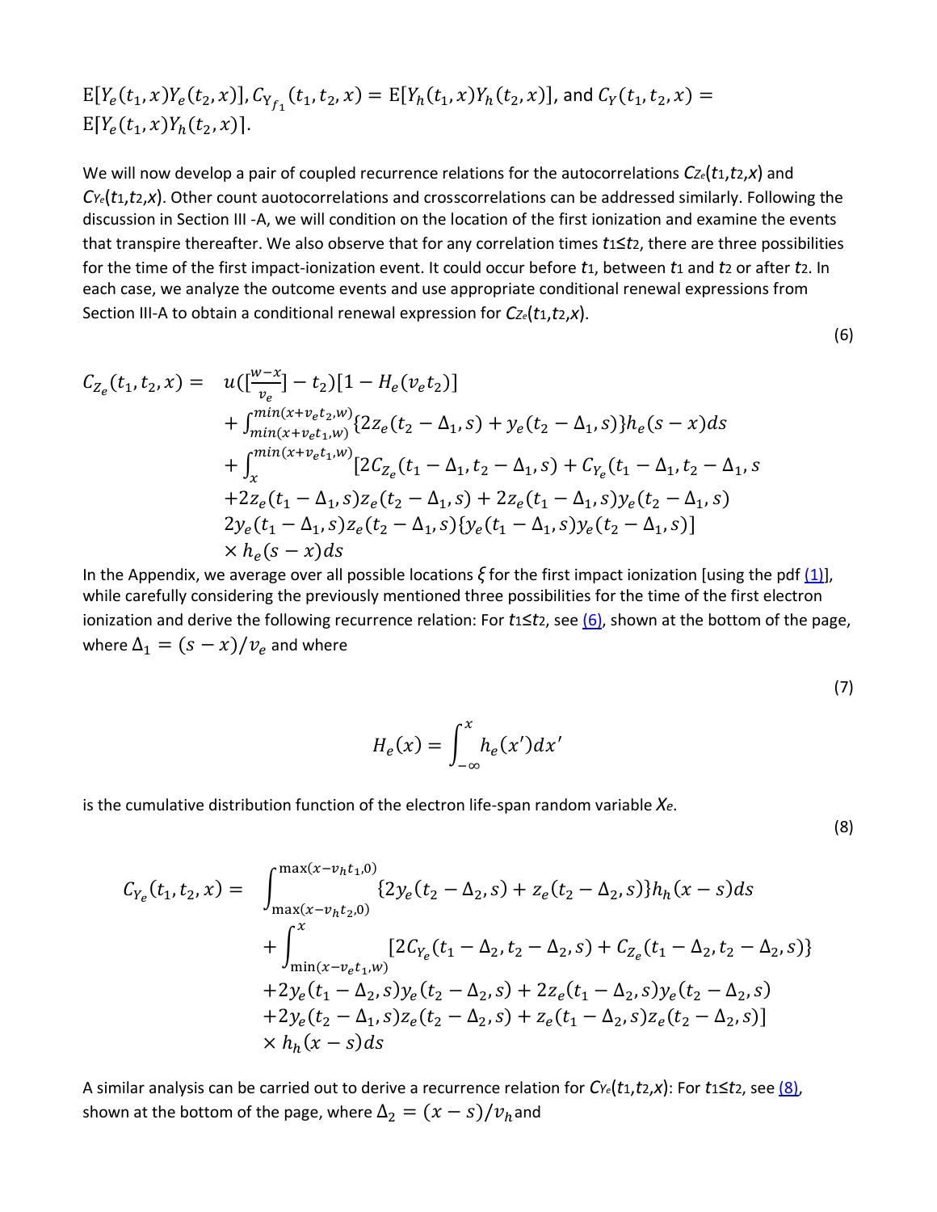$\mathrm{E}[Y_e(t_1,x)Y_e(t_2,x)]$, $C_{Y_{f_1}}(t_1,t_2,x) = \mathrm{E}[Y_h(t_1,x)Y_h(t_2,x)]$, and $C_Y(t_1,t_2,x) = \mathrm{E}[Y_e(t_1,x)Y_h(t_2,x)]$.

We will now develop a pair of coupled recurrence relations for the autocorrelations $C_{Z_e}(t_1,t_2,x)$ and $C_{Y_e}(t_1,t_2,x)$. Other count auotocorrelations and crosscorrelations can be addressed similarly. Following the discussion in Section III -A, we will condition on the location of the first ionization and examine the events that transpire thereafter. We also observe that for any correlation times $t_1 \leq t_2$, there are three possibilities for the time of the first impact-ionization event. It could occur before $t_1$, between $t_1$ and $t_2$ or after $t_2$. In each case, we analyze the outcome events and use appropriate conditional renewal expressions from Section III-A to obtain a conditional renewal expression for $C_{Z_e}(t_1,t_2,x)$.

(6)

$$
\begin{aligned}
C_{Z_e}(t_1,t_2,x) = \quad & u([\tfrac{w-x}{v_e}] - t_2)[1 - H_e(v_e t_2)] \\
& + \int_{min(x+v_e t_1,w)}^{min(x+v_e t_2,w)} \{2z_e(t_2-\Delta_1,s) + y_e(t_2-\Delta_1,s)\} h_e(s-x)ds \\
& + \int_{x}^{min(x+v_e t_1,w)} [2C_{Z_e}(t_1-\Delta_1,t_2-\Delta_1,s) + C_{Y_e}(t_1-\Delta_1,t_2-\Delta_1,s \\
& +2z_e(t_1-\Delta_1,s)z_e(t_2-\Delta_1,s) + 2z_e(t_1-\Delta_1,s)y_e(t_2-\Delta_1,s) \\
& 2y_e(t_1-\Delta_1,s)z_e(t_2-\Delta_1,s)\{y_e(t_1-\Delta_1,s)y_e(t_2-\Delta_1,s)] \\
& \times h_e(s-x)ds
\end{aligned}
$$

In the Appendix, we average over all possible locations $\xi$ for the first impact ionization [using the pdf (1)], while carefully considering the previously mentioned three possibilities for the time of the first electron ionization and derive the following recurrence relation: For $t_1 \leq t_2$, see (6), shown at the bottom of the page, where $\Delta_1 = (s-x)/v_e$ and where

(7)

$$
H_e(x) = \int_{-\infty}^{x} h_e(x')dx'
$$

is the cumulative distribution function of the electron life-span random variable $X_e$.

(8)

$$
\begin{aligned}
C_{Y_e}(t_1,t_2,x) = \quad & \int_{\max(x-v_h t_2,0)}^{\max(x-v_h t_1,0)} \{2y_e(t_2-\Delta_2,s) + z_e(t_2-\Delta_2,s)\} h_h(x-s)ds \\
& + \int_{\min(x-v_e t_1,w)}^{x} [2C_{Y_e}(t_1-\Delta_2,t_2-\Delta_2,s) + C_{Z_e}(t_1-\Delta_2,t_2-\Delta_2,s)\} \\
& +2y_e(t_1-\Delta_2,s)y_e(t_2-\Delta_2,s) + 2z_e(t_1-\Delta_2,s)y_e(t_2-\Delta_2,s) \\
& +2y_e(t_2-\Delta_1,s)z_e(t_2-\Delta_2,s) + z_e(t_1-\Delta_2,s)z_e(t_2-\Delta_2,s)] \\
& \times h_h(x-s)ds
\end{aligned}
$$

A similar analysis can be carried out to derive a recurrence relation for $C_{Y_e}(t_1,t_2,x)$: For $t_1 \leq t_2$, see (8), shown at the bottom of the page, where $\Delta_2 = (x-s)/v_h$ and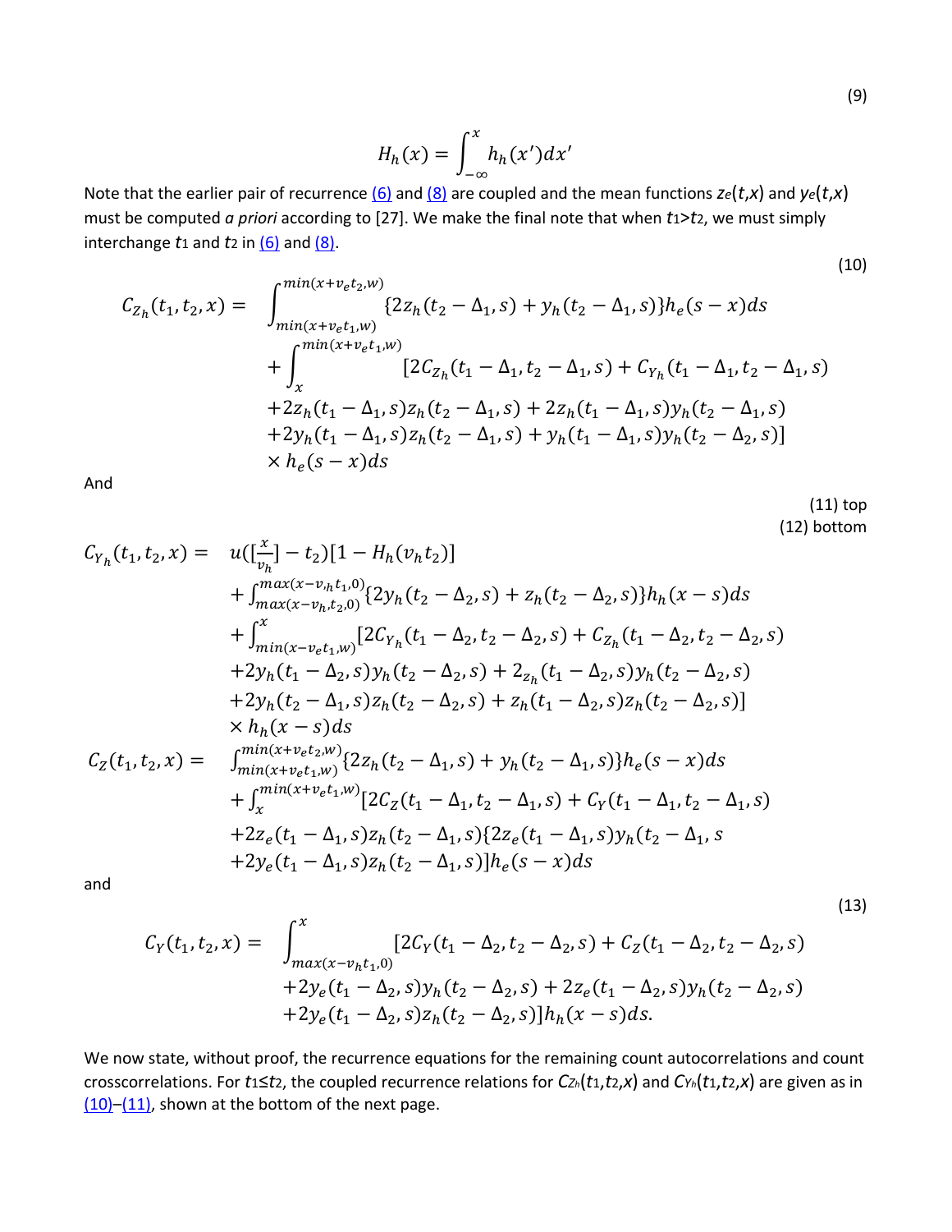(9)

$$H_h(x) = \int_{-\infty}^{x} h_h(x')dx'$$

Note that the earlier pair of recurrence (6) and (8) are coupled and the mean functions $z_e(t,x)$ and $y_e(t,x)$ must be computed *a priori* according to [27]. We make the final note that when $t_1 > t_2$, we must simply interchange $t_1$ and $t_2$ in (6) and (8).

(10)

$$\begin{aligned}
C_{Z_h}(t_1,t_2,x) = & \int_{min(x+v_e t_1,w)}^{min(x+v_e t_2,w)} \{2z_h(t_2-\Delta_1,s) + y_h(t_2-\Delta_1,s)\} h_e(s-x)ds \\
& + \int_{x}^{min(x+v_e t_1,w)} [2C_{Z_h}(t_1-\Delta_1,t_2-\Delta_1,s) + C_{Y_h}(t_1-\Delta_1,t_2-\Delta_1,s) \\
& + 2z_h(t_1-\Delta_1,s)z_h(t_2-\Delta_1,s) + 2z_h(t_1-\Delta_1,s)y_h(t_2-\Delta_1,s) \\
& + 2y_h(t_1-\Delta_1,s)z_h(t_2-\Delta_1,s) + y_h(t_1-\Delta_1,s)y_h(t_2-\Delta_2,s)] \\
& \times h_e(s-x)ds
\end{aligned}$$

And

(11) top
(12) bottom

$$\begin{aligned}
C_{Y_h}(t_1,t_2,x) = & \; u([\tfrac{x}{v_h}] - t_2)[1 - H_h(v_h t_2)] \\
& + \int_{max(x-v_h t_2,0)}^{max(x-v_h t_1,0)} \{2y_h(t_2-\Delta_2,s) + z_h(t_2-\Delta_2,s)\} h_h(x-s)ds \\
& + \int_{min(x-v_e t_1,w)}^{x} [2C_{Y_h}(t_1-\Delta_2,t_2-\Delta_2,s) + C_{Z_h}(t_1-\Delta_2,t_2-\Delta_2,s) \\
& + 2y_h(t_1-\Delta_2,s)y_h(t_2-\Delta_2,s) + 2_{z_h}(t_1-\Delta_2,s)y_h(t_2-\Delta_2,s) \\
& + 2y_h(t_2-\Delta_1,s)z_h(t_2-\Delta_2,s) + z_h(t_1-\Delta_2,s)z_h(t_2-\Delta_2,s)] \\
& \times h_h(x-s)ds \\
C_Z(t_1,t_2,x) = & \int_{min(x+v_e t_1,w)}^{min(x+v_e t_2,w)} \{2z_h(t_2-\Delta_1,s) + y_h(t_2-\Delta_1,s)\} h_e(s-x)ds \\
& + \int_{x}^{min(x+v_e t_1,w)} [2C_Z(t_1-\Delta_1,t_2-\Delta_1,s) + C_Y(t_1-\Delta_1,t_2-\Delta_1,s) \\
& + 2z_e(t_1-\Delta_1,s)z_h(t_2-\Delta_1,s)\{2z_e(t_1-\Delta_1,s)y_h(t_2-\Delta_1,s \\
& + 2y_e(t_1-\Delta_1,s)z_h(t_2-\Delta_1,s)] h_e(s-x)ds
\end{aligned}$$

and

(13)

$$\begin{aligned}
C_Y(t_1,t_2,x) = & \int_{max(x-v_h t_1,0)}^{x} [2C_Y(t_1-\Delta_2,t_2-\Delta_2,s) + C_Z(t_1-\Delta_2,t_2-\Delta_2,s) \\
& + 2y_e(t_1-\Delta_2,s)y_h(t_2-\Delta_2,s) + 2z_e(t_1-\Delta_2,s)y_h(t_2-\Delta_2,s) \\
& + 2y_e(t_1-\Delta_2,s)z_h(t_2-\Delta_2,s)] h_h(x-s)ds.
\end{aligned}$$

We now state, without proof, the recurrence equations for the remaining count autocorrelations and count crosscorrelations. For $t_1 \le t_2$, the coupled recurrence relations for $C_{Z_h}(t_1,t_2,x)$ and $C_{Y_h}(t_1,t_2,x)$ are given as in (10)–(11), shown at the bottom of the next page.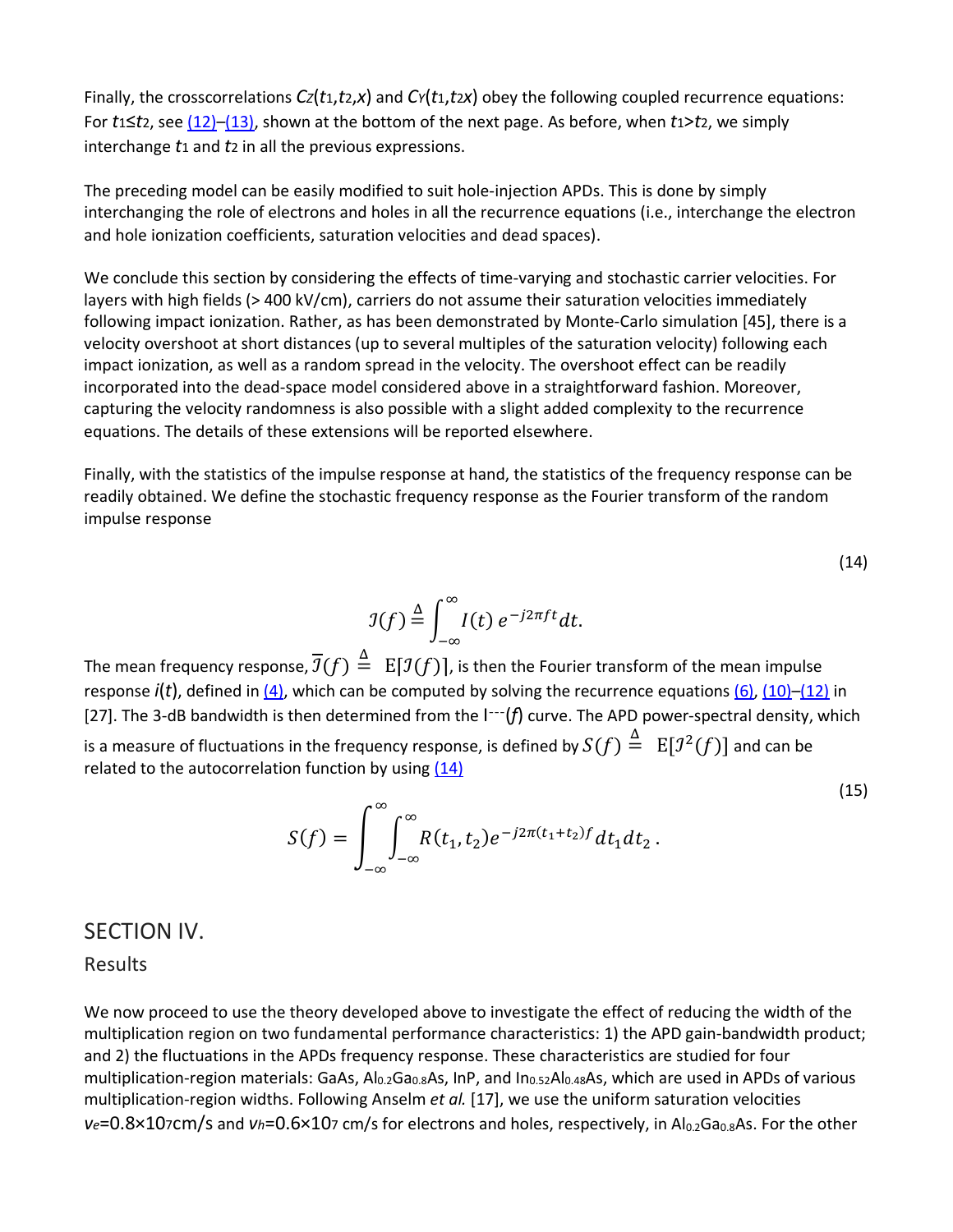Finally, the crosscorrelations $C_Z(t_1,t_2,x)$ and $C_Y(t_1,t_2 x)$ obey the following coupled recurrence equations: For $t_1 \le t_2$, see (12)–(13), shown at the bottom of the next page. As before, when $t_1 > t_2$, we simply interchange $t_1$ and $t_2$ in all the previous expressions.

The preceding model can be easily modified to suit hole-injection APDs. This is done by simply interchanging the role of electrons and holes in all the recurrence equations (i.e., interchange the electron and hole ionization coefficients, saturation velocities and dead spaces).

We conclude this section by considering the effects of time-varying and stochastic carrier velocities. For layers with high fields (> 400 kV/cm), carriers do not assume their saturation velocities immediately following impact ionization. Rather, as has been demonstrated by Monte-Carlo simulation [45], there is a velocity overshoot at short distances (up to several multiples of the saturation velocity) following each impact ionization, as well as a random spread in the velocity. The overshoot effect can be readily incorporated into the dead-space model considered above in a straightforward fashion. Moreover, capturing the velocity randomness is also possible with a slight added complexity to the recurrence equations. The details of these extensions will be reported elsewhere.

Finally, with the statistics of the impulse response at hand, the statistics of the frequency response can be readily obtained. We define the stochastic frequency response as the Fourier transform of the random impulse response

$$\mathcal{I}(f) \stackrel{\Delta}{=} \int_{-\infty}^{\infty} I(t)\, e^{-j2\pi f t} dt. \tag{14}$$

The mean frequency response, $\overline{\mathcal{I}}(f) \stackrel{\Delta}{=} \mathrm{E}[\mathcal{I}(f)]$, is then the Fourier transform of the mean impulse response $i(t)$, defined in (4), which can be computed by solving the recurrence equations (6), (10)–(12) in [27]. The 3-dB bandwidth is then determined from the $\overline{\mathcal{I}}(f)$ curve. The APD power-spectral density, which is a measure of fluctuations in the frequency response, is defined by $S(f) \stackrel{\Delta}{=} \mathrm{E}[\mathcal{I}^2(f)]$ and can be related to the autocorrelation function by using (14)

$$S(f) = \int_{-\infty}^{\infty}\int_{-\infty}^{\infty} R(t_1,t_2) e^{-j2\pi(t_1+t_2)f} dt_1 dt_2\,. \tag{15}$$

# SECTION IV.

## Results

We now proceed to use the theory developed above to investigate the effect of reducing the width of the multiplication region on two fundamental performance characteristics: 1) the APD gain-bandwidth product; and 2) the fluctuations in the APDs frequency response. These characteristics are studied for four multiplication-region materials: GaAs, $Al_{0.2}Ga_{0.8}As$, InP, and $In_{0.52}Al_{0.48}As$, which are used in APDs of various multiplication-region widths. Following Anselm *et al.* [17], we use the uniform saturation velocities $v_e = 0.8\times10^7$ cm/s and $v_h = 0.6\times10^7$ cm/s for electrons and holes, respectively, in $Al_{0.2}Ga_{0.8}As$. For the other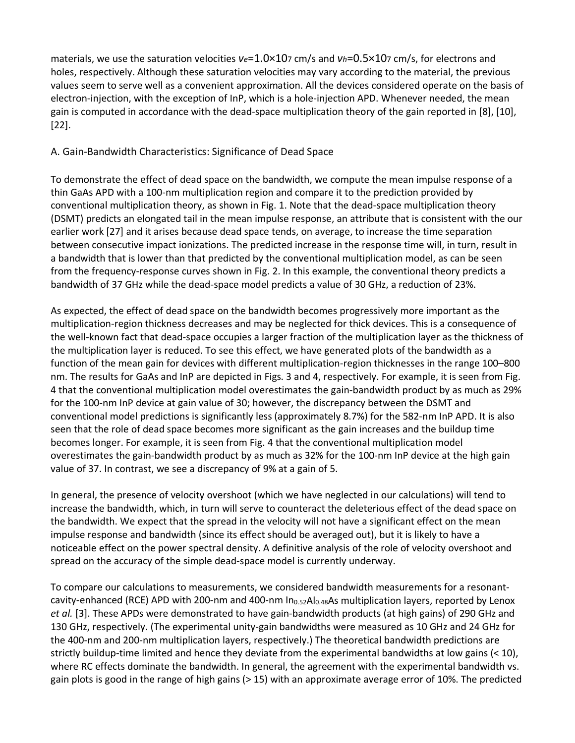materials, we use the saturation velocities $v_e$=1.0×10$^7$ cm/s and $v_h$=0.5×10$^7$ cm/s, for electrons and holes, respectively. Although these saturation velocities may vary according to the material, the previous values seem to serve well as a convenient approximation. All the devices considered operate on the basis of electron-injection, with the exception of InP, which is a hole-injection APD. Whenever needed, the mean gain is computed in accordance with the dead-space multiplication theory of the gain reported in [8], [10], [22].

### A. Gain-Bandwidth Characteristics: Significance of Dead Space

To demonstrate the effect of dead space on the bandwidth, we compute the mean impulse response of a thin GaAs APD with a 100-nm multiplication region and compare it to the prediction provided by conventional multiplication theory, as shown in Fig. 1. Note that the dead-space multiplication theory (DSMT) predicts an elongated tail in the mean impulse response, an attribute that is consistent with the our earlier work [27] and it arises because dead space tends, on average, to increase the time separation between consecutive impact ionizations. The predicted increase in the response time will, in turn, result in a bandwidth that is lower than that predicted by the conventional multiplication model, as can be seen from the frequency-response curves shown in Fig. 2. In this example, the conventional theory predicts a bandwidth of 37 GHz while the dead-space model predicts a value of 30 GHz, a reduction of 23%.

As expected, the effect of dead space on the bandwidth becomes progressively more important as the multiplication-region thickness decreases and may be neglected for thick devices. This is a consequence of the well-known fact that dead-space occupies a larger fraction of the multiplication layer as the thickness of the multiplication layer is reduced. To see this effect, we have generated plots of the bandwidth as a function of the mean gain for devices with different multiplication-region thicknesses in the range 100–800 nm. The results for GaAs and InP are depicted in Figs. 3 and 4, respectively. For example, it is seen from Fig. 4 that the conventional multiplication model overestimates the gain-bandwidth product by as much as 29% for the 100-nm InP device at gain value of 30; however, the discrepancy between the DSMT and conventional model predictions is significantly less (approximately 8.7%) for the 582-nm InP APD. It is also seen that the role of dead space becomes more significant as the gain increases and the buildup time becomes longer. For example, it is seen from Fig. 4 that the conventional multiplication model overestimates the gain-bandwidth product by as much as 32% for the 100-nm InP device at the high gain value of 37. In contrast, we see a discrepancy of 9% at a gain of 5.

In general, the presence of velocity overshoot (which we have neglected in our calculations) will tend to increase the bandwidth, which, in turn will serve to counteract the deleterious effect of the dead space on the bandwidth. We expect that the spread in the velocity will not have a significant effect on the mean impulse response and bandwidth (since its effect should be averaged out), but it is likely to have a noticeable effect on the power spectral density. A definitive analysis of the role of velocity overshoot and spread on the accuracy of the simple dead-space model is currently underway.

To compare our calculations to measurements, we considered bandwidth measurements for a resonant-cavity-enhanced (RCE) APD with 200-nm and 400-nm $In_{0.52}Al_{0.48}As$ multiplication layers, reported by Lenox *et al.* [3]. These APDs were demonstrated to have gain-bandwidth products (at high gains) of 290 GHz and 130 GHz, respectively. (The experimental unity-gain bandwidths were measured as 10 GHz and 24 GHz for the 400-nm and 200-nm multiplication layers, respectively.) The theoretical bandwidth predictions are strictly buildup-time limited and hence they deviate from the experimental bandwidths at low gains (< 10), where RC effects dominate the bandwidth. In general, the agreement with the experimental bandwidth vs. gain plots is good in the range of high gains (> 15) with an approximate average error of 10%. The predicted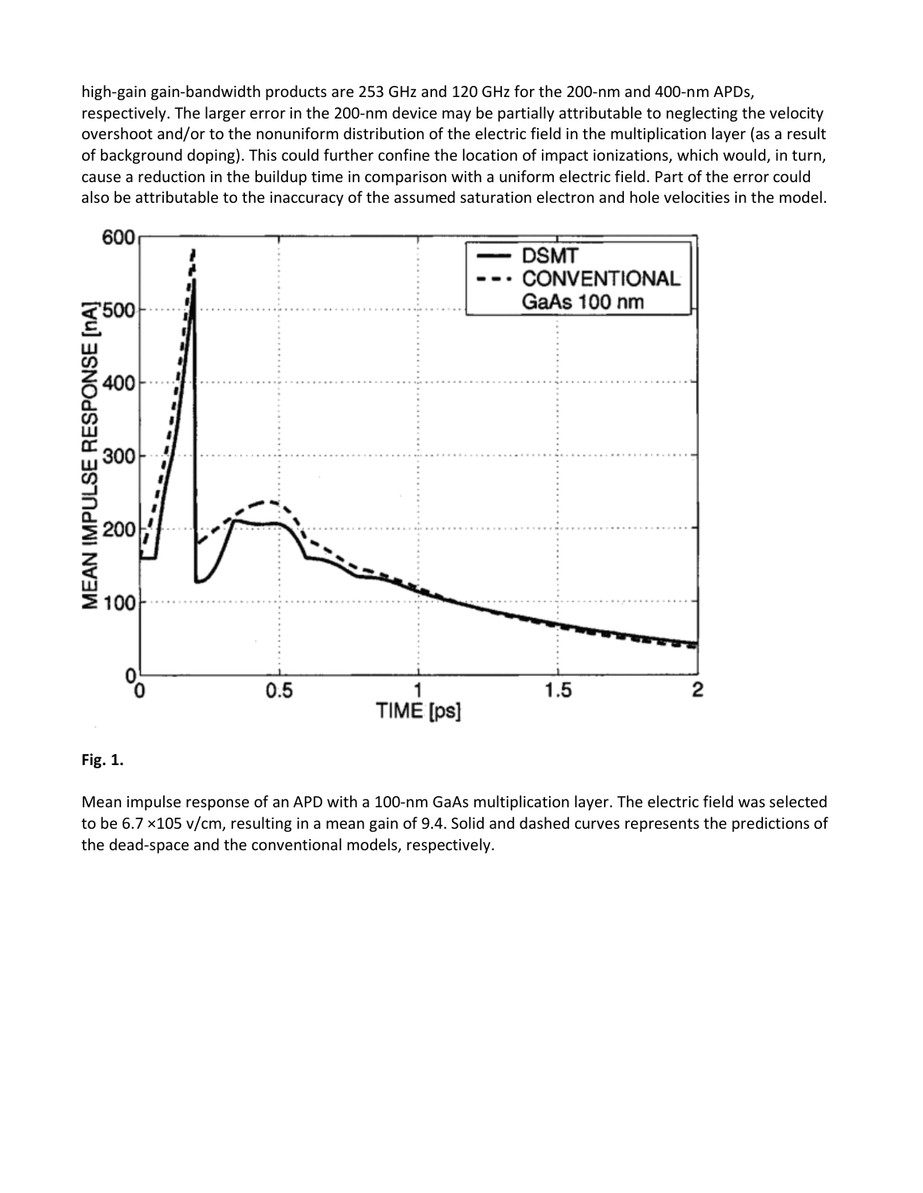high-gain gain-bandwidth products are 253 GHz and 120 GHz for the 200-nm and 400-nm APDs, respectively. The larger error in the 200-nm device may be partially attributable to neglecting the velocity overshoot and/or to the nonuniform distribution of the electric field in the multiplication layer (as a result of background doping). This could further confine the location of impact ionizations, which would, in turn, cause a reduction in the buildup time in comparison with a uniform electric field. Part of the error could also be attributable to the inaccuracy of the assumed saturation electron and hole velocities in the model.

**Fig. 1.**

Mean impulse response of an APD with a 100-nm GaAs multiplication layer. The electric field was selected to be 6.7 ×105 v/cm, resulting in a mean gain of 9.4. Solid and dashed curves represents the predictions of the dead-space and the conventional models, respectively.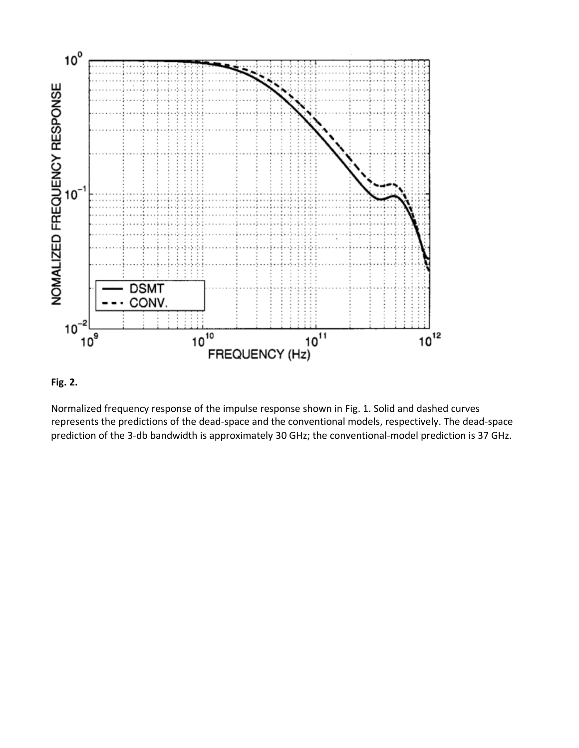**Fig. 2.**

Normalized frequency response of the impulse response shown in Fig. 1. Solid and dashed curves represents the predictions of the dead-space and the conventional models, respectively. The dead-space prediction of the 3-db bandwidth is approximately 30 GHz; the conventional-model prediction is 37 GHz.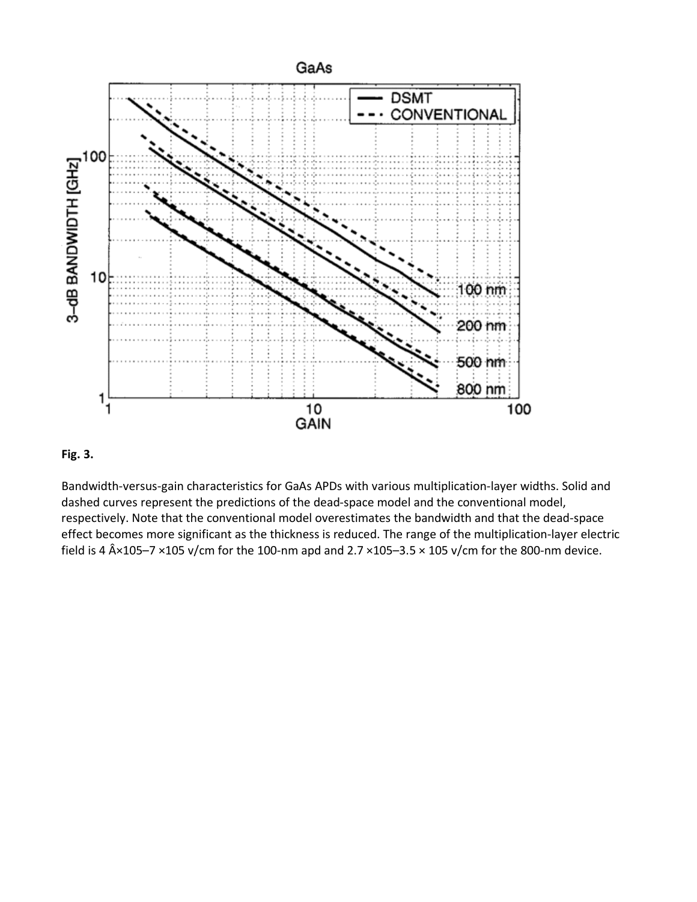**Fig. 3.**

Bandwidth-versus-gain characteristics for GaAs APDs with various multiplication-layer widths. Solid and dashed curves represent the predictions of the dead-space model and the conventional model, respectively. Note that the conventional model overestimates the bandwidth and that the dead-space effect becomes more significant as the thickness is reduced. The range of the multiplication-layer electric field is 4 Â×105–7 ×105 v/cm for the 100-nm apd and 2.7 ×105–3.5 × 105 v/cm for the 800-nm device.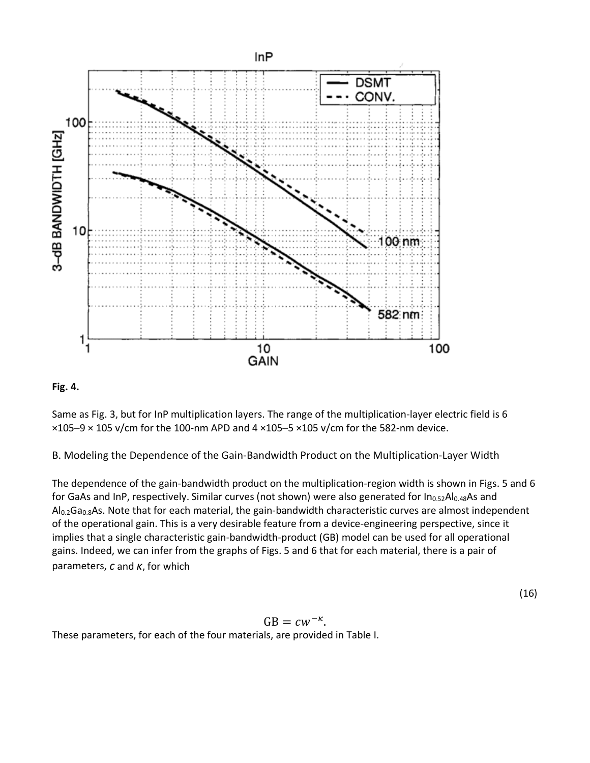**Fig. 4.**

Same as Fig. 3, but for InP multiplication layers. The range of the multiplication-layer electric field is $6\times10^5$–$9\times10^5$ v/cm for the 100-nm APD and $4\times10^5$–$5\times10^5$ v/cm for the 582-nm device.

B. Modeling the Dependence of the Gain-Bandwidth Product on the Multiplication-Layer Width

The dependence of the gain-bandwidth product on the multiplication-region width is shown in Figs. 5 and 6 for GaAs and InP, respectively. Similar curves (not shown) were also generated for $In_{0.52}Al_{0.48}As$ and $Al_{0.2}Ga_{0.8}As$. Note that for each material, the gain-bandwidth characteristic curves are almost independent of the operational gain. This is a very desirable feature from a device-engineering perspective, since it implies that a single characteristic gain-bandwidth-product (GB) model can be used for all operational gains. Indeed, we can infer from the graphs of Figs. 5 and 6 that for each material, there is a pair of parameters, $c$ and $\kappa$, for which

$$\mathrm{GB} = cw^{-\kappa}. \tag{16}$$

These parameters, for each of the four materials, are provided in Table I.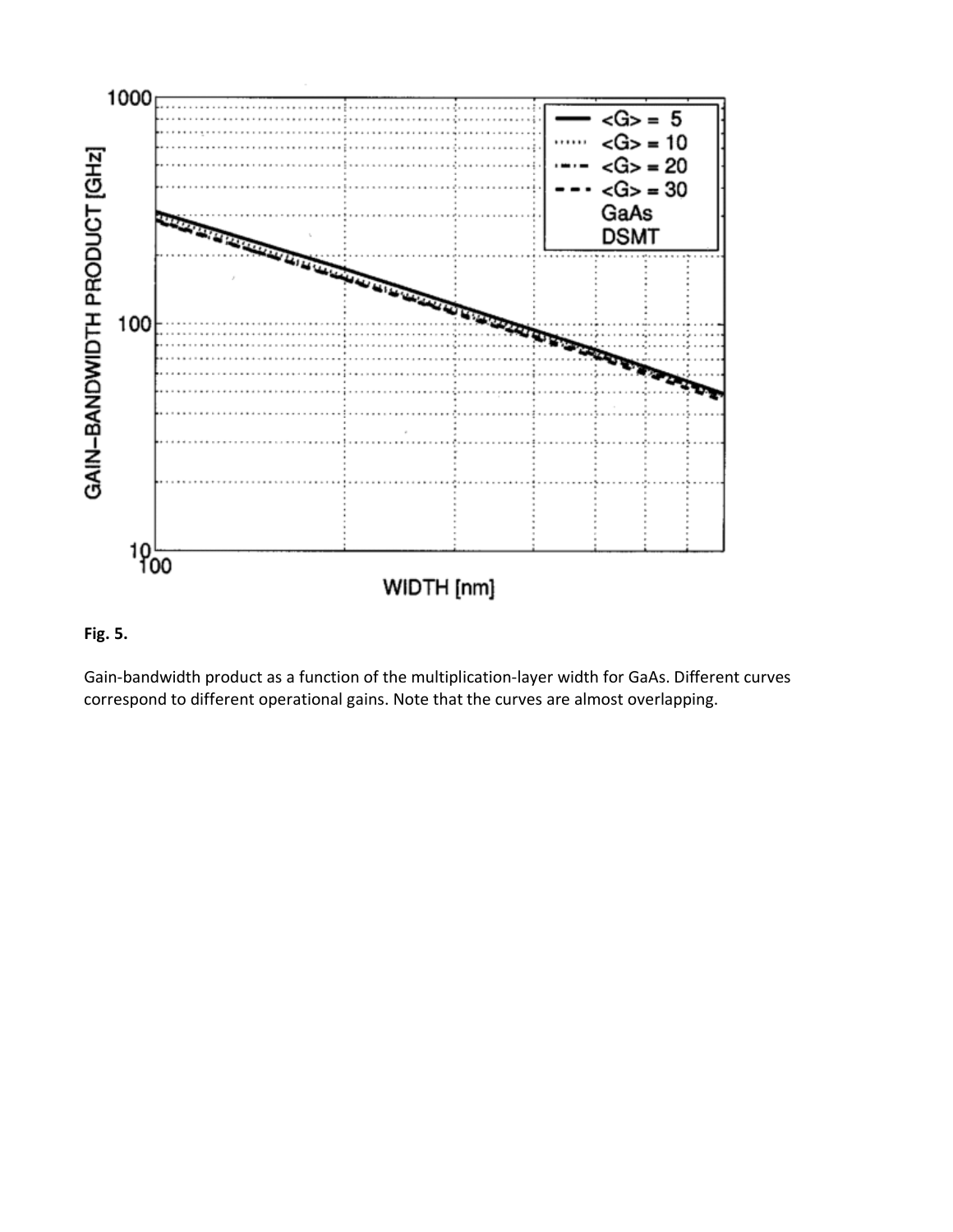**Fig. 5.**

Gain-bandwidth product as a function of the multiplication-layer width for GaAs. Different curves correspond to different operational gains. Note that the curves are almost overlapping.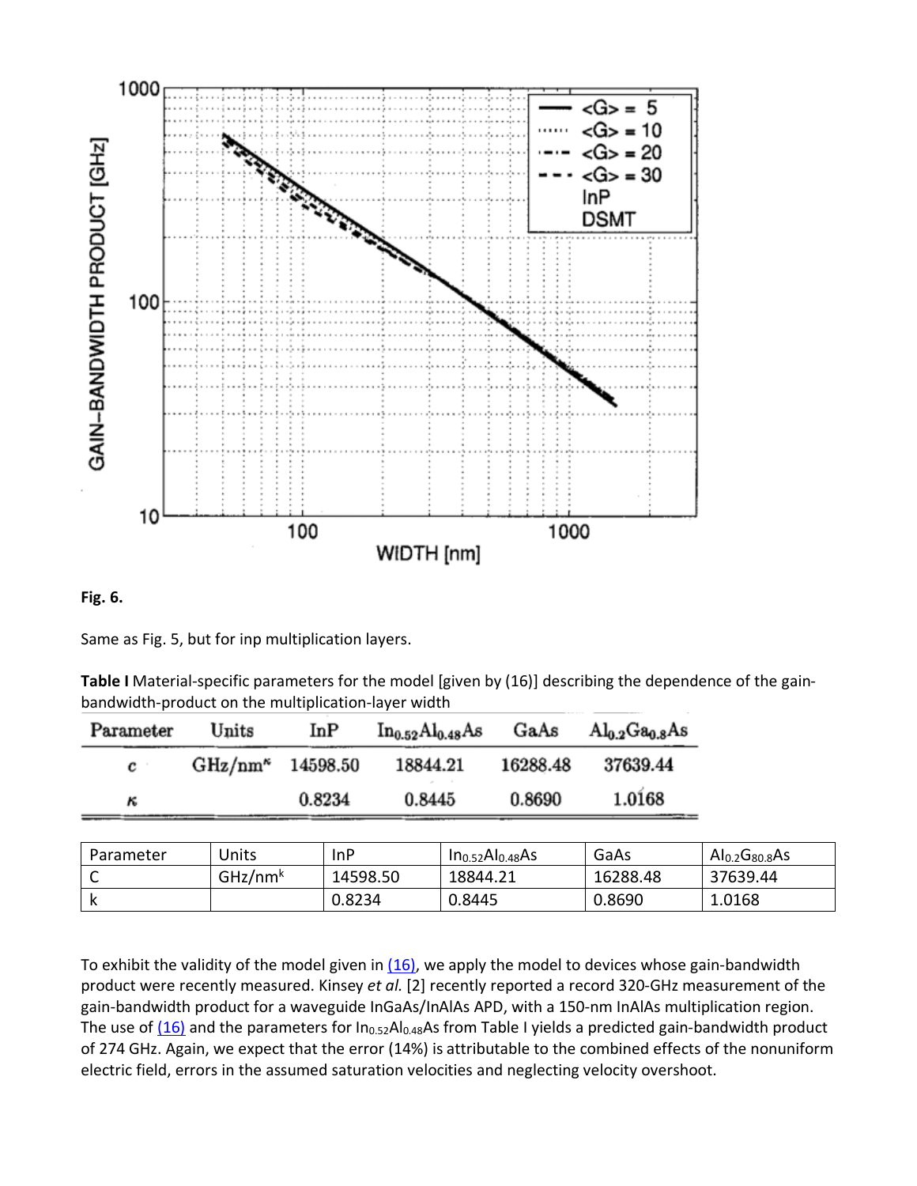**Fig. 6.**

Same as Fig. 5, but for inp multiplication layers.

**Table I** Material-specific parameters for the model [given by (16)] describing the dependence of the gain-bandwidth-product on the multiplication-layer width

| Parameter | Units | InP | $In_{0.52}Al_{0.48}As$ | GaAs | $Al_{0.2}Ga_{0.8}As$ |
|---|---|---|---|---|---|
| $c$ | $GHz/nm^{\kappa}$ | 14598.50 | 18844.21 | 16288.48 | 37639.44 |
| $\kappa$ | | 0.8234 | 0.8445 | 0.8690 | 1.0168 |

| Parameter | Units | InP | $In_{0.52}Al_{0.48}As$ | GaAs | $Al_{0.2}G_{80.8}As$ |
|---|---|---|---|---|---|
| C | $GHz/nm^{k}$ | 14598.50 | 18844.21 | 16288.48 | 37639.44 |
| k | | 0.8234 | 0.8445 | 0.8690 | 1.0168 |

To exhibit the validity of the model given in (16), we apply the model to devices whose gain-bandwidth product were recently measured. Kinsey *et al.* [2] recently reported a record 320-GHz measurement of the gain-bandwidth product for a waveguide InGaAs/InAlAs APD, with a 150-nm InAlAs multiplication region. The use of (16) and the parameters for $In_{0.52}Al_{0.48}As$ from Table I yields a predicted gain-bandwidth product of 274 GHz. Again, we expect that the error (14%) is attributable to the combined effects of the nonuniform electric field, errors in the assumed saturation velocities and neglecting velocity overshoot.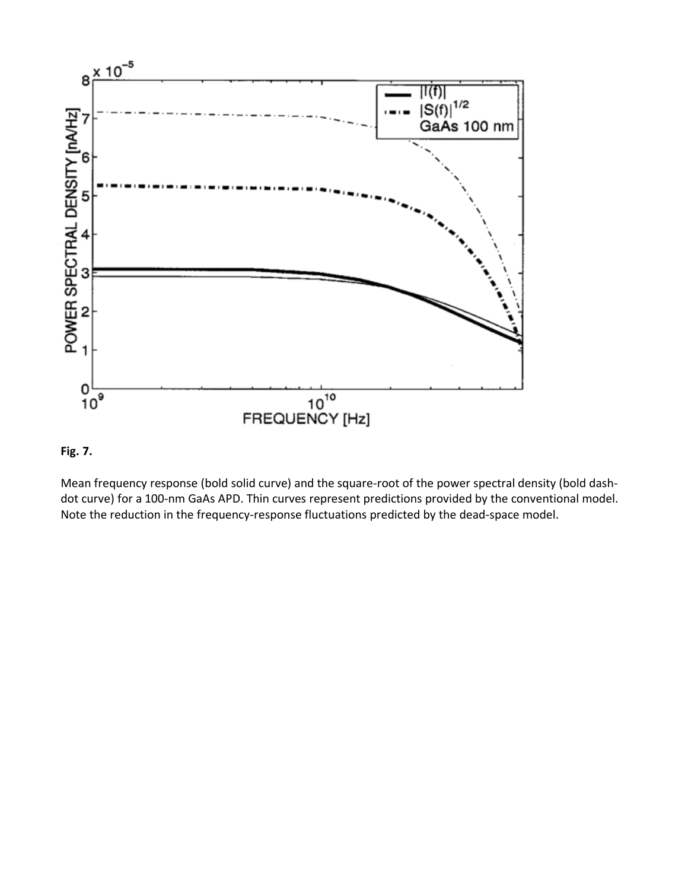**Fig. 7.**

Mean frequency response (bold solid curve) and the square-root of the power spectral density (bold dash-dot curve) for a 100-nm GaAs APD. Thin curves represent predictions provided by the conventional model. Note the reduction in the frequency-response fluctuations predicted by the dead-space model.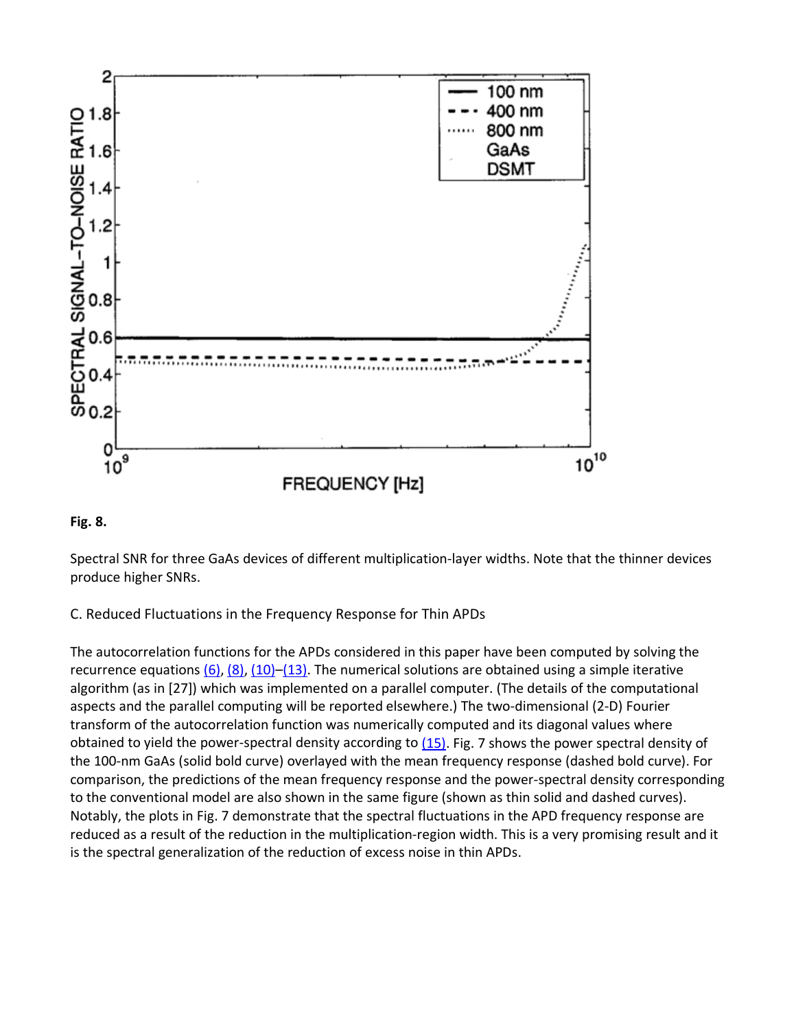**Fig. 8.**

Spectral SNR for three GaAs devices of different multiplication-layer widths. Note that the thinner devices produce higher SNRs.

C. Reduced Fluctuations in the Frequency Response for Thin APDs

The autocorrelation functions for the APDs considered in this paper have been computed by solving the recurrence equations (6), (8), (10)–(13). The numerical solutions are obtained using a simple iterative algorithm (as in [27]) which was implemented on a parallel computer. (The details of the computational aspects and the parallel computing will be reported elsewhere.) The two-dimensional (2-D) Fourier transform of the autocorrelation function was numerically computed and its diagonal values where obtained to yield the power-spectral density according to (15). Fig. 7 shows the power spectral density of the 100-nm GaAs (solid bold curve) overlayed with the mean frequency response (dashed bold curve). For comparison, the predictions of the mean frequency response and the power-spectral density corresponding to the conventional model are also shown in the same figure (shown as thin solid and dashed curves). Notably, the plots in Fig. 7 demonstrate that the spectral fluctuations in the APD frequency response are reduced as a result of the reduction in the multiplication-region width. This is a very promising result and it is the spectral generalization of the reduction of excess noise in thin APDs.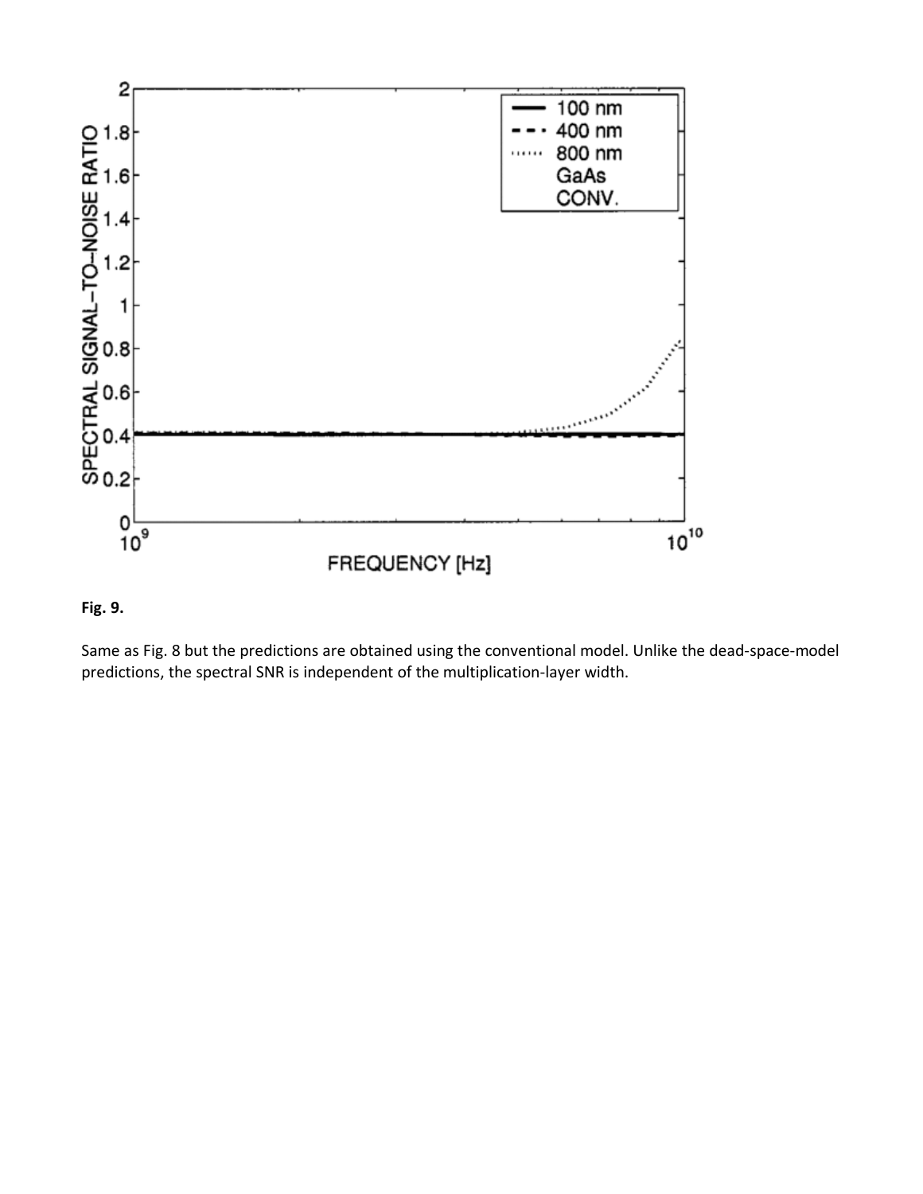**Fig. 9.**

Same as Fig. 8 but the predictions are obtained using the conventional model. Unlike the dead-space-model predictions, the spectral SNR is independent of the multiplication-layer width.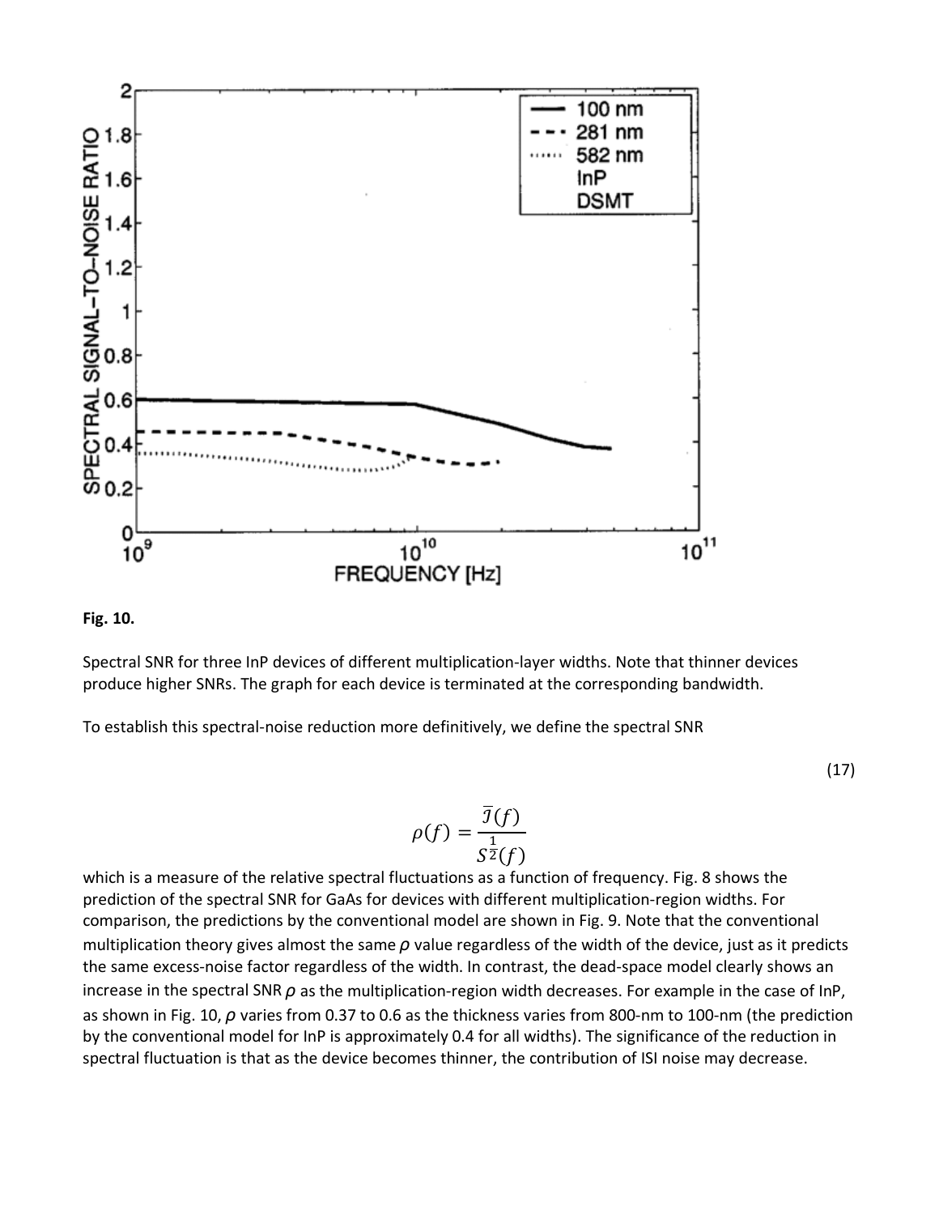**Fig. 10.**

Spectral SNR for three InP devices of different multiplication-layer widths. Note that thinner devices produce higher SNRs. The graph for each device is terminated at the corresponding bandwidth.

To establish this spectral-noise reduction more definitively, we define the spectral SNR

$$\rho(f) = \frac{\bar{\mathcal{I}}(f)}{S^{\frac{1}{2}}(f)} \tag{17}$$

which is a measure of the relative spectral fluctuations as a function of frequency. Fig. 8 shows the prediction of the spectral SNR for GaAs for devices with different multiplication-region widths. For comparison, the predictions by the conventional model are shown in Fig. 9. Note that the conventional multiplication theory gives almost the same $\rho$ value regardless of the width of the device, just as it predicts the same excess-noise factor regardless of the width. In contrast, the dead-space model clearly shows an increase in the spectral SNR $\rho$ as the multiplication-region width decreases. For example in the case of InP, as shown in Fig. 10, $\rho$ varies from 0.37 to 0.6 as the thickness varies from 800-nm to 100-nm (the prediction by the conventional model for InP is approximately 0.4 for all widths). The significance of the reduction in spectral fluctuation is that as the device becomes thinner, the contribution of ISI noise may decrease.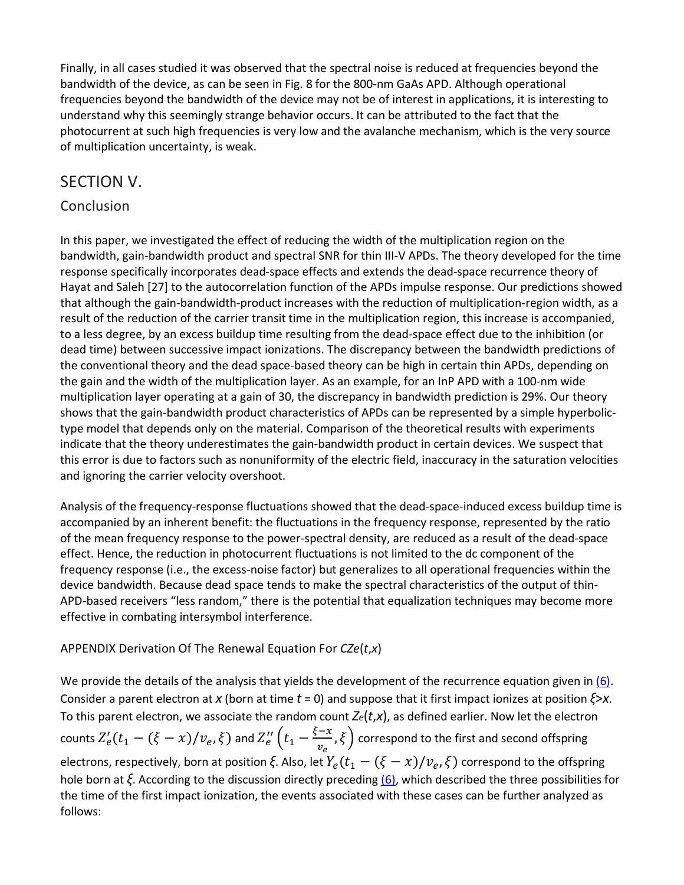Finally, in all cases studied it was observed that the spectral noise is reduced at frequencies beyond the bandwidth of the device, as can be seen in Fig. 8 for the 800-nm GaAs APD. Although operational frequencies beyond the bandwidth of the device may not be of interest in applications, it is interesting to understand why this seemingly strange behavior occurs. It can be attributed to the fact that the photocurrent at such high frequencies is very low and the avalanche mechanism, which is the very source of multiplication uncertainty, is weak.

## SECTION V.

### Conclusion

In this paper, we investigated the effect of reducing the width of the multiplication region on the bandwidth, gain-bandwidth product and spectral SNR for thin III-V APDs. The theory developed for the time response specifically incorporates dead-space effects and extends the dead-space recurrence theory of Hayat and Saleh [27] to the autocorrelation function of the APDs impulse response. Our predictions showed that although the gain-bandwidth-product increases with the reduction of multiplication-region width, as a result of the reduction of the carrier transit time in the multiplication region, this increase is accompanied, to a less degree, by an excess buildup time resulting from the dead-space effect due to the inhibition (or dead time) between successive impact ionizations. The discrepancy between the bandwidth predictions of the conventional theory and the dead space-based theory can be high in certain thin APDs, depending on the gain and the width of the multiplication layer. As an example, for an InP APD with a 100-nm wide multiplication layer operating at a gain of 30, the discrepancy in bandwidth prediction is 29%. Our theory shows that the gain-bandwidth product characteristics of APDs can be represented by a simple hyperbolic-type model that depends only on the material. Comparison of the theoretical results with experiments indicate that the theory underestimates the gain-bandwidth product in certain devices. We suspect that this error is due to factors such as nonuniformity of the electric field, inaccuracy in the saturation velocities and ignoring the carrier velocity overshoot.

Analysis of the frequency-response fluctuations showed that the dead-space-induced excess buildup time is accompanied by an inherent benefit: the fluctuations in the frequency response, represented by the ratio of the mean frequency response to the power-spectral density, are reduced as a result of the dead-space effect. Hence, the reduction in photocurrent fluctuations is not limited to the dc component of the frequency response (i.e., the excess-noise factor) but generalizes to all operational frequencies within the device bandwidth. Because dead space tends to make the spectral characteristics of the output of thin-APD-based receivers "less random," there is the potential that equalization techniques may become more effective in combating intersymbol interference.

APPENDIX Derivation Of The Renewal Equation For $CZe(t,x)$

We provide the details of the analysis that yields the development of the recurrence equation given in (6). Consider a parent electron at $x$ (born at time $t = 0$) and suppose that it first impact ionizes at position $\xi > x$. To this parent electron, we associate the random count $Z_e(t,x)$, as defined earlier. Now let the electron counts $Z'_e(t_1 - (\xi - x)/v_e, \xi)$ and $Z''_e\left(t_1 - \frac{\xi - x}{v_e}, \xi\right)$ correspond to the first and second offspring electrons, respectively, born at position $\xi$. Also, let $Y_e(t_1 - (\xi - x)/v_e, \xi)$ correspond to the offspring hole born at $\xi$. According to the discussion directly preceding (6), which described the three possibilities for the time of the first impact ionization, the events associated with these cases can be further analyzed as follows: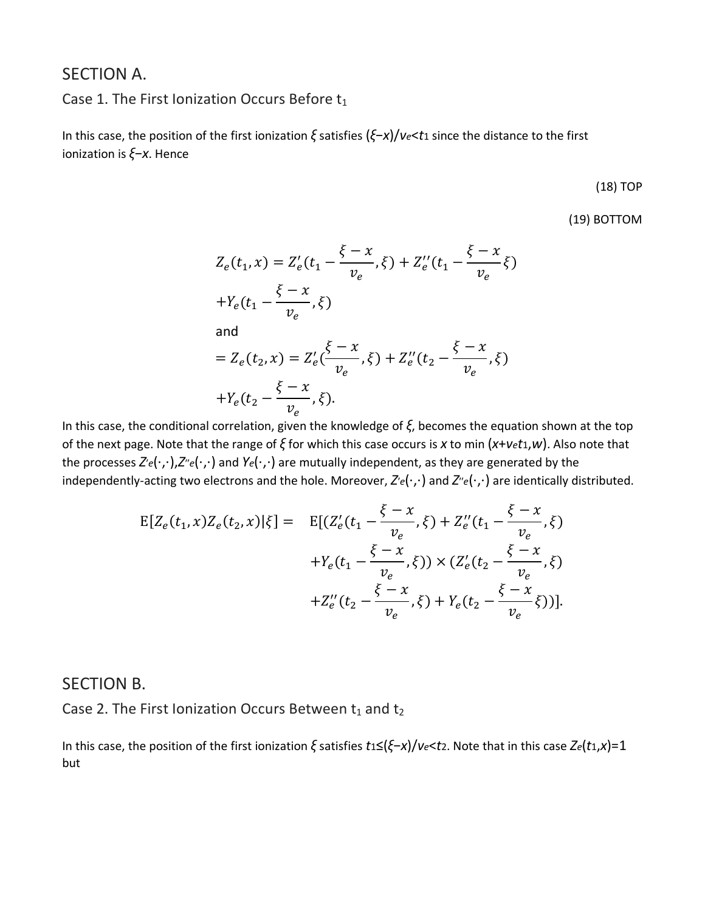## SECTION A.

### Case 1. The First Ionization Occurs Before $t_1$

In this case, the position of the first ionization $\xi$ satisfies $(\xi - x)/v_e < t_1$ since the distance to the first ionization is $\xi - x$. Hence

(18) TOP

(19) BOTTOM

$$
Z_e(t_1, x) = Z_e'(t_1 - \frac{\xi - x}{v_e}, \xi) + Z_e''(t_1 - \frac{\xi - x}{v_e} \xi)
$$
$$
+ Y_e(t_1 - \frac{\xi - x}{v_e}, \xi)
$$

and

$$
= Z_e(t_2, x) = Z_e'(\frac{\xi - x}{v_e}, \xi) + Z_e''(t_2 - \frac{\xi - x}{v_e}, \xi)
$$
$$
+ Y_e(t_2 - \frac{\xi - x}{v_e}, \xi).
$$

In this case, the conditional correlation, given the knowledge of $\xi$, becomes the equation shown at the top of the next page. Note that the range of $\xi$ for which this case occurs is $x$ to min $(x + v_e t_1, w)$. Also note that the processes $Z'_e(\cdot,\cdot)$, $Z''_e(\cdot,\cdot)$ and $Y_e(\cdot,\cdot)$ are mutually independent, as they are generated by the independently-acting two electrons and the hole. Moreover, $Z'_e(\cdot,\cdot)$ and $Z''_e(\cdot,\cdot)$ are identically distributed.

$$
\begin{aligned}
\mathrm{E}[Z_e(t_1, x) Z_e(t_2, x) | \xi] = \quad & \mathrm{E}[(Z_e'(t_1 - \frac{\xi - x}{v_e}, \xi) + Z_e''(t_1 - \frac{\xi - x}{v_e}, \xi) \\
& + Y_e(t_1 - \frac{\xi - x}{v_e}, \xi)) \times (Z_e'(t_2 - \frac{\xi - x}{v_e}, \xi) \\
& + Z_e''(t_2 - \frac{\xi - x}{v_e}, \xi) + Y_e(t_2 - \frac{\xi - x}{v_e} \xi))].
\end{aligned}
$$

## SECTION B.

### Case 2. The First Ionization Occurs Between $t_1$ and $t_2$

In this case, the position of the first ionization $\xi$ satisfies $t_1 \leq (\xi - x)/v_e < t_2$. Note that in this case $Z_e(t_1, x) = 1$ but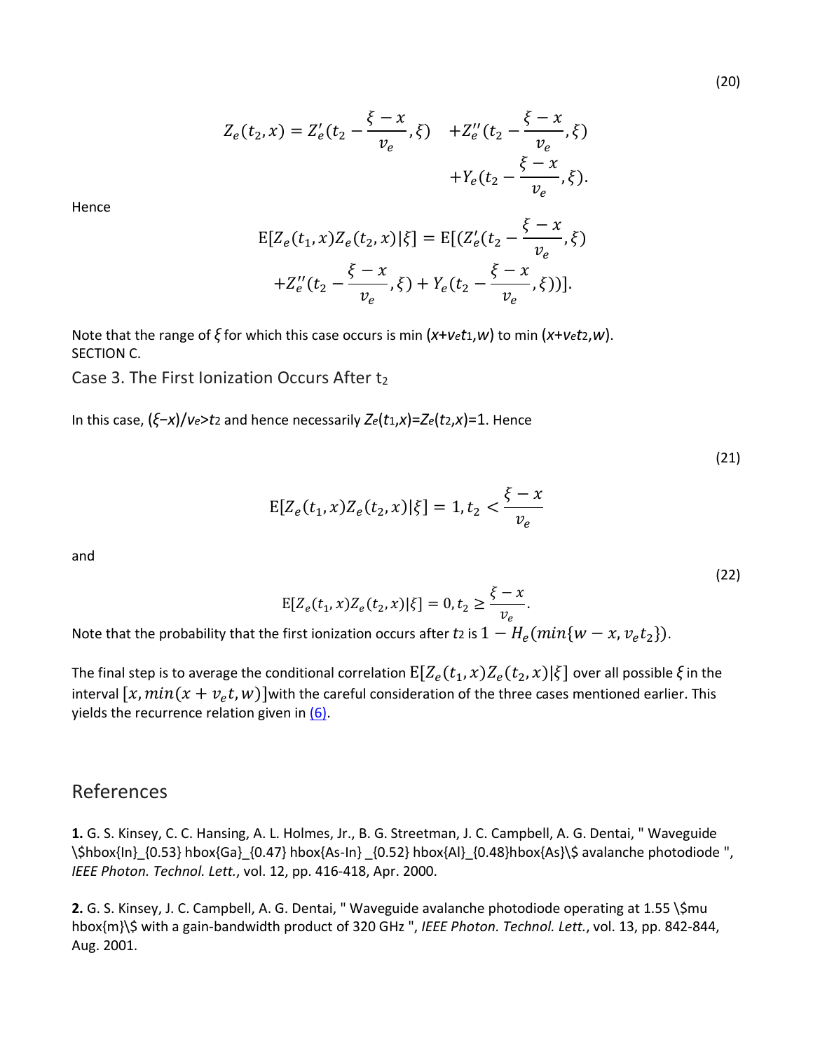(20)

$$Z_e(t_2,x) = Z_e'(t_2 - \frac{\xi - x}{v_e},\xi) \quad + Z_e''(t_2 - \frac{\xi - x}{v_e},\xi) + Y_e(t_2 - \frac{\xi - x}{v_e},\xi).$$

Hence

$$\mathrm{E}[Z_e(t_1,x)Z_e(t_2,x)|\xi] = \mathrm{E}[(Z_e'(t_2 - \frac{\xi - x}{v_e},\xi) + Z_e''(t_2 - \frac{\xi - x}{v_e},\xi) + Y_e(t_2 - \frac{\xi - x}{v_e},\xi))].$$

Note that the range of $\xi$ for which this case occurs is min $(x+v_et_1,w)$ to min $(x+v_et_2,w)$.
SECTION C.

### Case 3. The First Ionization Occurs After $t_2$

In this case, $(\xi-x)/v_e>t_2$ and hence necessarily $Z_e(t_1,x)=Z_e(t_2,x)=1$. Hence

(21)

$$\mathrm{E}[Z_e(t_1,x)Z_e(t_2,x)|\xi] = 1, t_2 < \frac{\xi - x}{v_e}$$

and

(22)

$$\mathrm{E}[Z_e(t_1,x)Z_e(t_2,x)|\xi] = 0, t_2 \geq \frac{\xi - x}{v_e}.$$

Note that the probability that the first ionization occurs after $t_2$ is $1 - H_e(min\{w-x, v_et_2\})$.

The final step is to average the conditional correlation $\mathrm{E}[Z_e(t_1,x)Z_e(t_2,x)|\xi]$ over all possible $\xi$ in the interval $[x, min(x+v_et, w)]$with the careful consideration of the three cases mentioned earlier. This yields the recurrence relation given in (6).

## References

**1.** G. S. Kinsey, C. C. Hansing, A. L. Holmes, Jr., B. G. Streetman, J. C. Campbell, A. G. Dentai, " Waveguide \$hbox{In}_{0.53} hbox{Ga}_{0.47} hbox{As-In} _{0.52} hbox{Al}_{0.48}hbox{As}\$ avalanche photodiode ", *IEEE Photon. Technol. Lett.*, vol. 12, pp. 416-418, Apr. 2000.

**2.** G. S. Kinsey, J. C. Campbell, A. G. Dentai, " Waveguide avalanche photodiode operating at 1.55 \$mu hbox{m}\$ with a gain-bandwidth product of 320 GHz ", *IEEE Photon. Technol. Lett.*, vol. 13, pp. 842-844, Aug. 2001.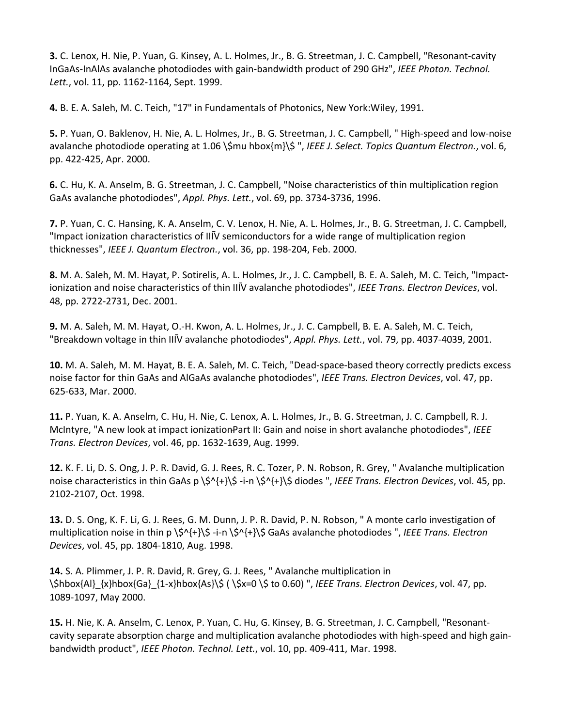**3.** C. Lenox, H. Nie, P. Yuan, G. Kinsey, A. L. Holmes, Jr., B. G. Streetman, J. C. Campbell, "Resonant-cavity InGaAs-InAlAs avalanche photodiodes with gain-bandwidth product of 290 GHz", *IEEE Photon. Technol. Lett.*, vol. 11, pp. 1162-1164, Sept. 1999.

**4.** B. E. A. Saleh, M. C. Teich, "17" in Fundamentals of Photonics, New York:Wiley, 1991.

**5.** P. Yuan, O. Baklenov, H. Nie, A. L. Holmes, Jr., B. G. Streetman, J. C. Campbell, " High-speed and low-noise avalanche photodiode operating at 1.06 \$mu hbox{m}\$ ", *IEEE J. Select. Topics Quantum Electron.*, vol. 6, pp. 422-425, Apr. 2000.

**6.** C. Hu, K. A. Anselm, B. G. Streetman, J. C. Campbell, "Noise characteristics of thin multiplication region GaAs avalanche photodiodes", *Appl. Phys. Lett.*, vol. 69, pp. 3734-3736, 1996.

**7.** P. Yuan, C. C. Hansing, K. A. Anselm, C. V. Lenox, H. Nie, A. L. Holmes, Jr., B. G. Streetman, J. C. Campbell, "Impact ionization characteristics of IIIV̄ semiconductors for a wide range of multiplication region thicknesses", *IEEE J. Quantum Electron.*, vol. 36, pp. 198-204, Feb. 2000.

**8.** M. A. Saleh, M. M. Hayat, P. Sotirelis, A. L. Holmes, Jr., J. C. Campbell, B. E. A. Saleh, M. C. Teich, "Impact-ionization and noise characteristics of thin IIIV̄ avalanche photodiodes", *IEEE Trans. Electron Devices*, vol. 48, pp. 2722-2731, Dec. 2001.

**9.** M. A. Saleh, M. M. Hayat, O.-H. Kwon, A. L. Holmes, Jr., J. C. Campbell, B. E. A. Saleh, M. C. Teich, "Breakdown voltage in thin IIIV̄ avalanche photodiodes", *Appl. Phys. Lett.*, vol. 79, pp. 4037-4039, 2001.

**10.** M. A. Saleh, M. M. Hayat, B. E. A. Saleh, M. C. Teich, "Dead-space-based theory correctly predicts excess noise factor for thin GaAs and AlGaAs avalanche photodiodes", *IEEE Trans. Electron Devices*, vol. 47, pp. 625-633, Mar. 2000.

**11.** P. Yuan, K. A. Anselm, C. Hu, H. Nie, C. Lenox, A. L. Holmes, Jr., B. G. Streetman, J. C. Campbell, R. J. McIntyre, "A new look at impact ionizationPart II: Gain and noise in short avalanche photodiodes", *IEEE Trans. Electron Devices*, vol. 46, pp. 1632-1639, Aug. 1999.

**12.** K. F. Li, D. S. Ong, J. P. R. David, G. J. Rees, R. C. Tozer, P. N. Robson, R. Grey, " Avalanche multiplication noise characteristics in thin GaAs p \$^{+}\$ -i-n \$^{+}\$ diodes ", *IEEE Trans. Electron Devices*, vol. 45, pp. 2102-2107, Oct. 1998.

**13.** D. S. Ong, K. F. Li, G. J. Rees, G. M. Dunn, J. P. R. David, P. N. Robson, " A monte carlo investigation of multiplication noise in thin p \$^{+}\$ -i-n \$^{+}\$ GaAs avalanche photodiodes ", *IEEE Trans. Electron Devices*, vol. 45, pp. 1804-1810, Aug. 1998.

**14.** S. A. Plimmer, J. P. R. David, R. Grey, G. J. Rees, " Avalanche multiplication in \$hbox{Al}_{x}hbox{Ga}_{1-x}hbox{As}\$ ( \$x=0 \$ to 0.60) ", *IEEE Trans. Electron Devices*, vol. 47, pp. 1089-1097, May 2000.

**15.** H. Nie, K. A. Anselm, C. Lenox, P. Yuan, C. Hu, G. Kinsey, B. G. Streetman, J. C. Campbell, "Resonant-cavity separate absorption charge and multiplication avalanche photodiodes with high-speed and high gain-bandwidth product", *IEEE Photon. Technol. Lett.*, vol. 10, pp. 409-411, Mar. 1998.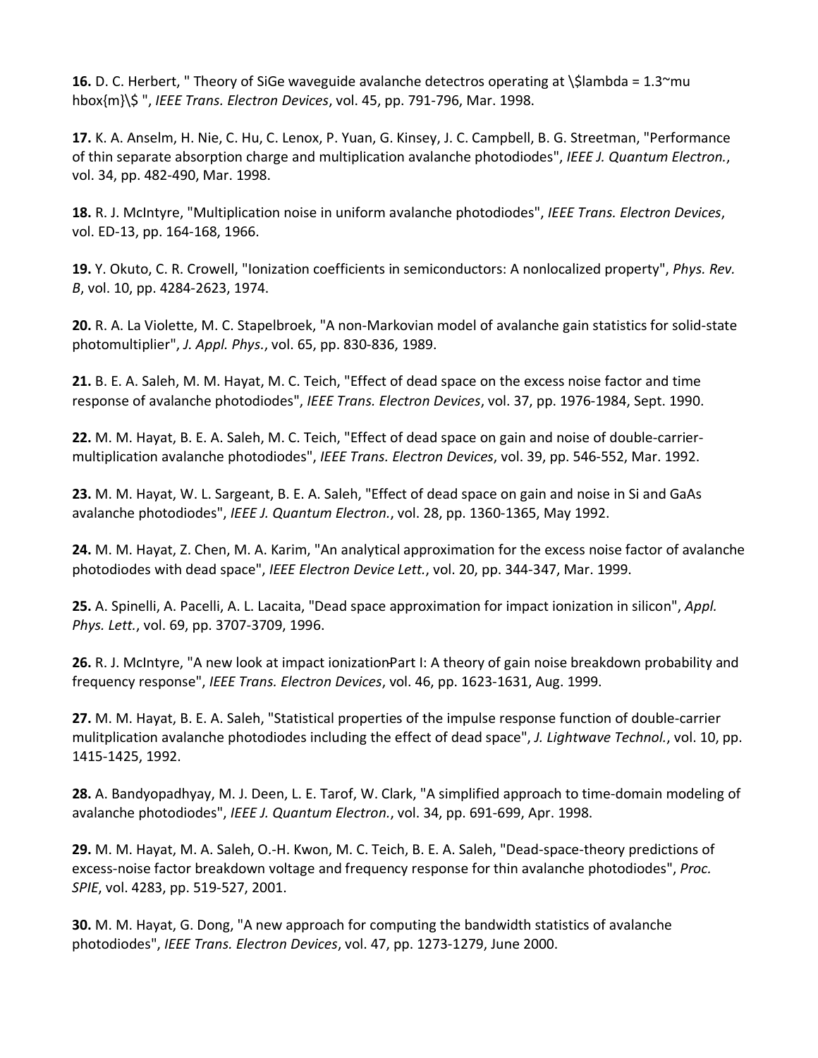**16.** D. C. Herbert, " Theory of SiGe waveguide avalanche detectros operating at \$lambda = 1.3~mu hbox{m}\$ ", *IEEE Trans. Electron Devices*, vol. 45, pp. 791-796, Mar. 1998.

**17.** K. A. Anselm, H. Nie, C. Hu, C. Lenox, P. Yuan, G. Kinsey, J. C. Campbell, B. G. Streetman, "Performance of thin separate absorption charge and multiplication avalanche photodiodes", *IEEE J. Quantum Electron.*, vol. 34, pp. 482-490, Mar. 1998.

**18.** R. J. McIntyre, "Multiplication noise in uniform avalanche photodiodes", *IEEE Trans. Electron Devices*, vol. ED-13, pp. 164-168, 1966.

**19.** Y. Okuto, C. R. Crowell, "Ionization coefficients in semiconductors: A nonlocalized property", *Phys. Rev. B*, vol. 10, pp. 4284-2623, 1974.

**20.** R. A. La Violette, M. C. Stapelbroek, "A non-Markovian model of avalanche gain statistics for solid-state photomultiplier", *J. Appl. Phys.*, vol. 65, pp. 830-836, 1989.

**21.** B. E. A. Saleh, M. M. Hayat, M. C. Teich, "Effect of dead space on the excess noise factor and time response of avalanche photodiodes", *IEEE Trans. Electron Devices*, vol. 37, pp. 1976-1984, Sept. 1990.

**22.** M. M. Hayat, B. E. A. Saleh, M. C. Teich, "Effect of dead space on gain and noise of double-carrier-multiplication avalanche photodiodes", *IEEE Trans. Electron Devices*, vol. 39, pp. 546-552, Mar. 1992.

**23.** M. M. Hayat, W. L. Sargeant, B. E. A. Saleh, "Effect of dead space on gain and noise in Si and GaAs avalanche photodiodes", *IEEE J. Quantum Electron.*, vol. 28, pp. 1360-1365, May 1992.

**24.** M. M. Hayat, Z. Chen, M. A. Karim, "An analytical approximation for the excess noise factor of avalanche photodiodes with dead space", *IEEE Electron Device Lett.*, vol. 20, pp. 344-347, Mar. 1999.

**25.** A. Spinelli, A. Pacelli, A. L. Lacaita, "Dead space approximation for impact ionization in silicon", *Appl. Phys. Lett.*, vol. 69, pp. 3707-3709, 1996.

**26.** R. J. McIntyre, "A new look at impact ionization-Part I: A theory of gain noise breakdown probability and frequency response", *IEEE Trans. Electron Devices*, vol. 46, pp. 1623-1631, Aug. 1999.

**27.** M. M. Hayat, B. E. A. Saleh, "Statistical properties of the impulse response function of double-carrier mulitplication avalanche photodiodes including the effect of dead space", *J. Lightwave Technol.*, vol. 10, pp. 1415-1425, 1992.

**28.** A. Bandyopadhyay, M. J. Deen, L. E. Tarof, W. Clark, "A simplified approach to time-domain modeling of avalanche photodiodes", *IEEE J. Quantum Electron.*, vol. 34, pp. 691-699, Apr. 1998.

**29.** M. M. Hayat, M. A. Saleh, O.-H. Kwon, M. C. Teich, B. E. A. Saleh, "Dead-space-theory predictions of excess-noise factor breakdown voltage and frequency response for thin avalanche photodiodes", *Proc. SPIE*, vol. 4283, pp. 519-527, 2001.

**30.** M. M. Hayat, G. Dong, "A new approach for computing the bandwidth statistics of avalanche photodiodes", *IEEE Trans. Electron Devices*, vol. 47, pp. 1273-1279, June 2000.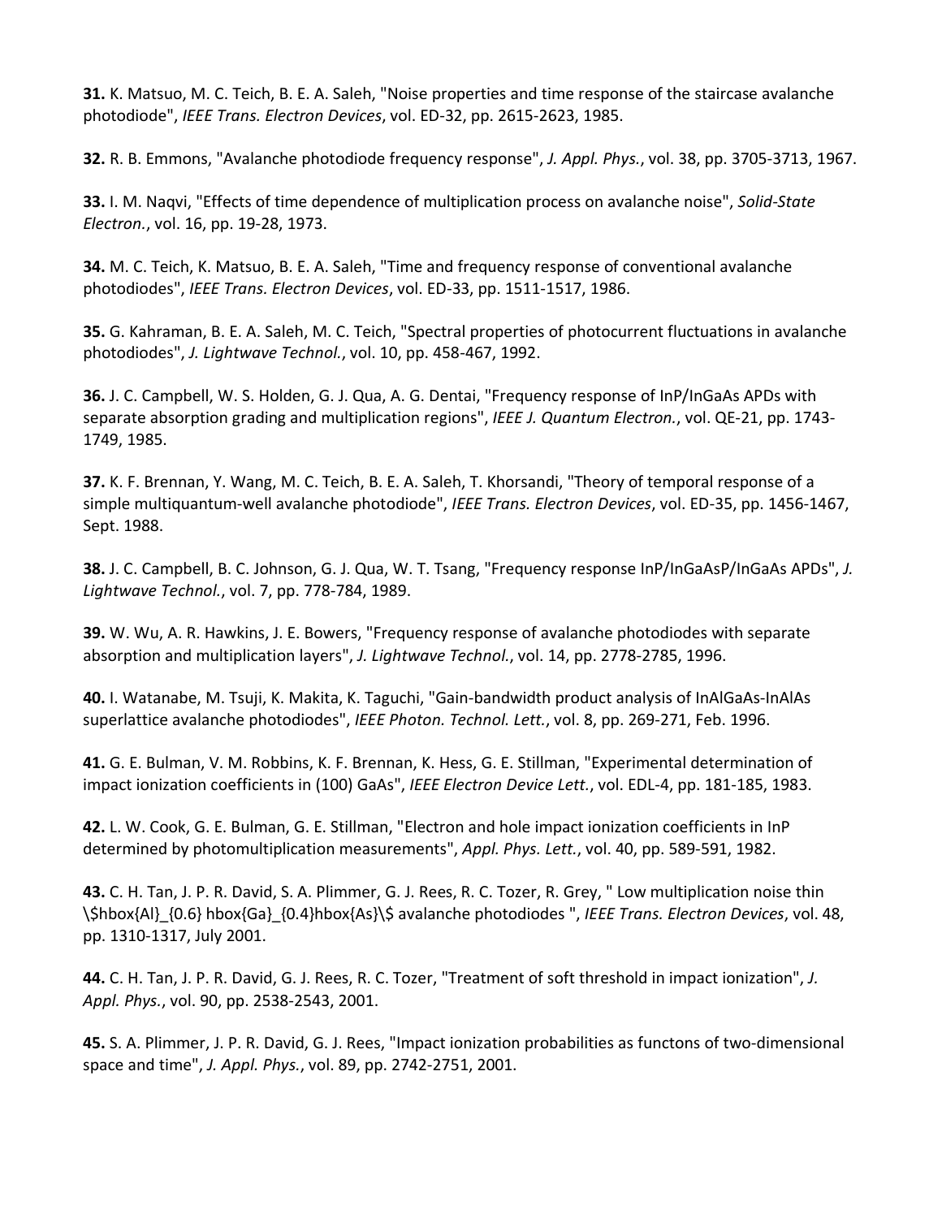**31.** K. Matsuo, M. C. Teich, B. E. A. Saleh, "Noise properties and time response of the staircase avalanche photodiode", *IEEE Trans. Electron Devices*, vol. ED-32, pp. 2615-2623, 1985.

**32.** R. B. Emmons, "Avalanche photodiode frequency response", *J. Appl. Phys.*, vol. 38, pp. 3705-3713, 1967.

**33.** I. M. Naqvi, "Effects of time dependence of multiplication process on avalanche noise", *Solid-State Electron.*, vol. 16, pp. 19-28, 1973.

**34.** M. C. Teich, K. Matsuo, B. E. A. Saleh, "Time and frequency response of conventional avalanche photodiodes", *IEEE Trans. Electron Devices*, vol. ED-33, pp. 1511-1517, 1986.

**35.** G. Kahraman, B. E. A. Saleh, M. C. Teich, "Spectral properties of photocurrent fluctuations in avalanche photodiodes", *J. Lightwave Technol.*, vol. 10, pp. 458-467, 1992.

**36.** J. C. Campbell, W. S. Holden, G. J. Qua, A. G. Dentai, "Frequency response of InP/InGaAs APDs with separate absorption grading and multiplication regions", *IEEE J. Quantum Electron.*, vol. QE-21, pp. 1743-1749, 1985.

**37.** K. F. Brennan, Y. Wang, M. C. Teich, B. E. A. Saleh, T. Khorsandi, "Theory of temporal response of a simple multiquantum-well avalanche photodiode", *IEEE Trans. Electron Devices*, vol. ED-35, pp. 1456-1467, Sept. 1988.

**38.** J. C. Campbell, B. C. Johnson, G. J. Qua, W. T. Tsang, "Frequency response InP/InGaAsP/InGaAs APDs", *J. Lightwave Technol.*, vol. 7, pp. 778-784, 1989.

**39.** W. Wu, A. R. Hawkins, J. E. Bowers, "Frequency response of avalanche photodiodes with separate absorption and multiplication layers", *J. Lightwave Technol.*, vol. 14, pp. 2778-2785, 1996.

**40.** I. Watanabe, M. Tsuji, K. Makita, K. Taguchi, "Gain-bandwidth product analysis of InAlGaAs-InAlAs superlattice avalanche photodiodes", *IEEE Photon. Technol. Lett.*, vol. 8, pp. 269-271, Feb. 1996.

**41.** G. E. Bulman, V. M. Robbins, K. F. Brennan, K. Hess, G. E. Stillman, "Experimental determination of impact ionization coefficients in (100) GaAs", *IEEE Electron Device Lett.*, vol. EDL-4, pp. 181-185, 1983.

**42.** L. W. Cook, G. E. Bulman, G. E. Stillman, "Electron and hole impact ionization coefficients in InP determined by photomultiplication measurements", *Appl. Phys. Lett.*, vol. 40, pp. 589-591, 1982.

**43.** C. H. Tan, J. P. R. David, S. A. Plimmer, G. J. Rees, R. C. Tozer, R. Grey, " Low multiplication noise thin \$hbox{Al}_{0.6} hbox{Ga}_{0.4}hbox{As}\$ avalanche photodiodes ", *IEEE Trans. Electron Devices*, vol. 48, pp. 1310-1317, July 2001.

**44.** C. H. Tan, J. P. R. David, G. J. Rees, R. C. Tozer, "Treatment of soft threshold in impact ionization", *J. Appl. Phys.*, vol. 90, pp. 2538-2543, 2001.

**45.** S. A. Plimmer, J. P. R. David, G. J. Rees, "Impact ionization probabilities as functons of two-dimensional space and time", *J. Appl. Phys.*, vol. 89, pp. 2742-2751, 2001.